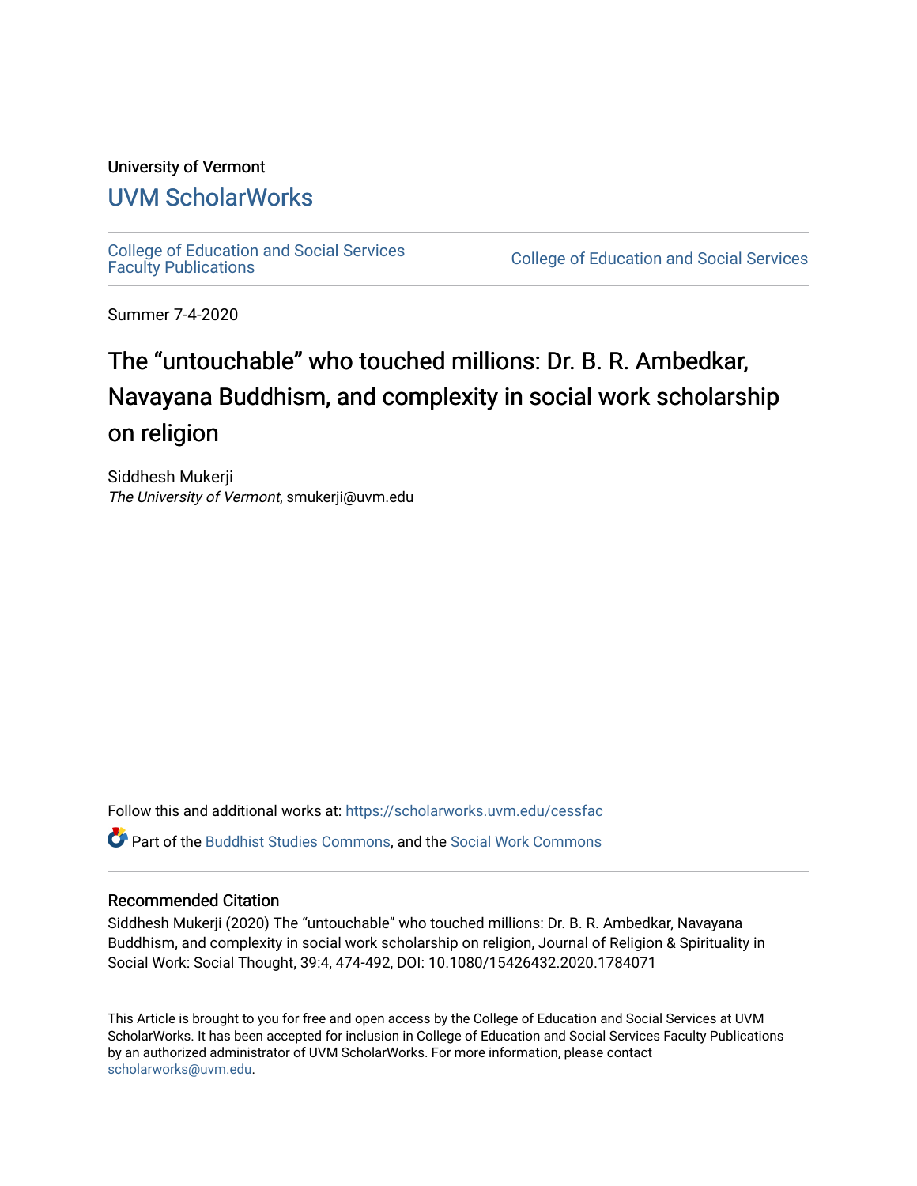University of Vermont

## UVM ScholarWorks

College of Education and Social Services Faculty Publications | College of Education and Social Services

Summer 7-4-2020

# The “untouchable” who touched millions: Dr. B. R. Ambedkar, Navayana Buddhism, and complexity in social work scholarship on religion

Siddhesh Mukerji
*The University of Vermont*, smukerji@uvm.edu

Follow this and additional works at: https://scholarworks.uvm.edu/cessfac

Part of the Buddhist Studies Commons, and the Social Work Commons

### Recommended Citation

Siddhesh Mukerji (2020) The “untouchable” who touched millions: Dr. B. R. Ambedkar, Navayana Buddhism, and complexity in social work scholarship on religion, Journal of Religion & Spirituality in Social Work: Social Thought, 39:4, 474-492, DOI: 10.1080/15426432.2020.1784071

This Article is brought to you for free and open access by the College of Education and Social Services at UVM ScholarWorks. It has been accepted for inclusion in College of Education and Social Services Faculty Publications by an authorized administrator of UVM ScholarWorks. For more information, please contact scholarworks@uvm.edu.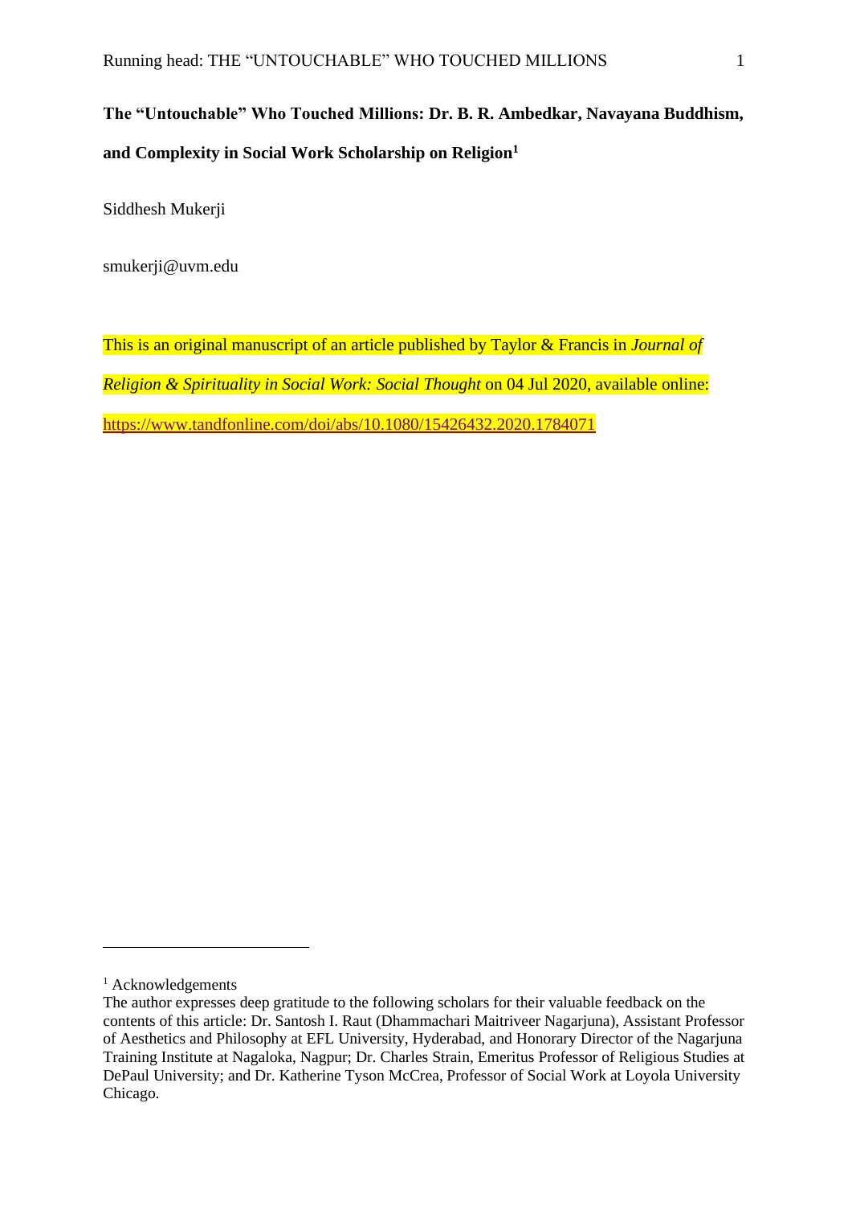# The "Untouchable" Who Touched Millions: Dr. B. R. Ambedkar, Navayana Buddhism, and Complexity in Social Work Scholarship on Religion[1]

Siddhesh Mukerji

smukerji@uvm.edu

This is an original manuscript of an article published by Taylor & Francis in *Journal of Religion & Spirituality in Social Work: Social Thought* on 04 Jul 2020, available online: https://www.tandfonline.com/doi/abs/10.1080/15426432.2020.1784071

---

[1] Acknowledgements

The author expresses deep gratitude to the following scholars for their valuable feedback on the contents of this article: Dr. Santosh I. Raut (Dhammachari Maitriveer Nagarjuna), Assistant Professor of Aesthetics and Philosophy at EFL University, Hyderabad, and Honorary Director of the Nagarjuna Training Institute at Nagaloka, Nagpur; Dr. Charles Strain, Emeritus Professor of Religious Studies at DePaul University; and Dr. Katherine Tyson McCrea, Professor of Social Work at Loyola University Chicago.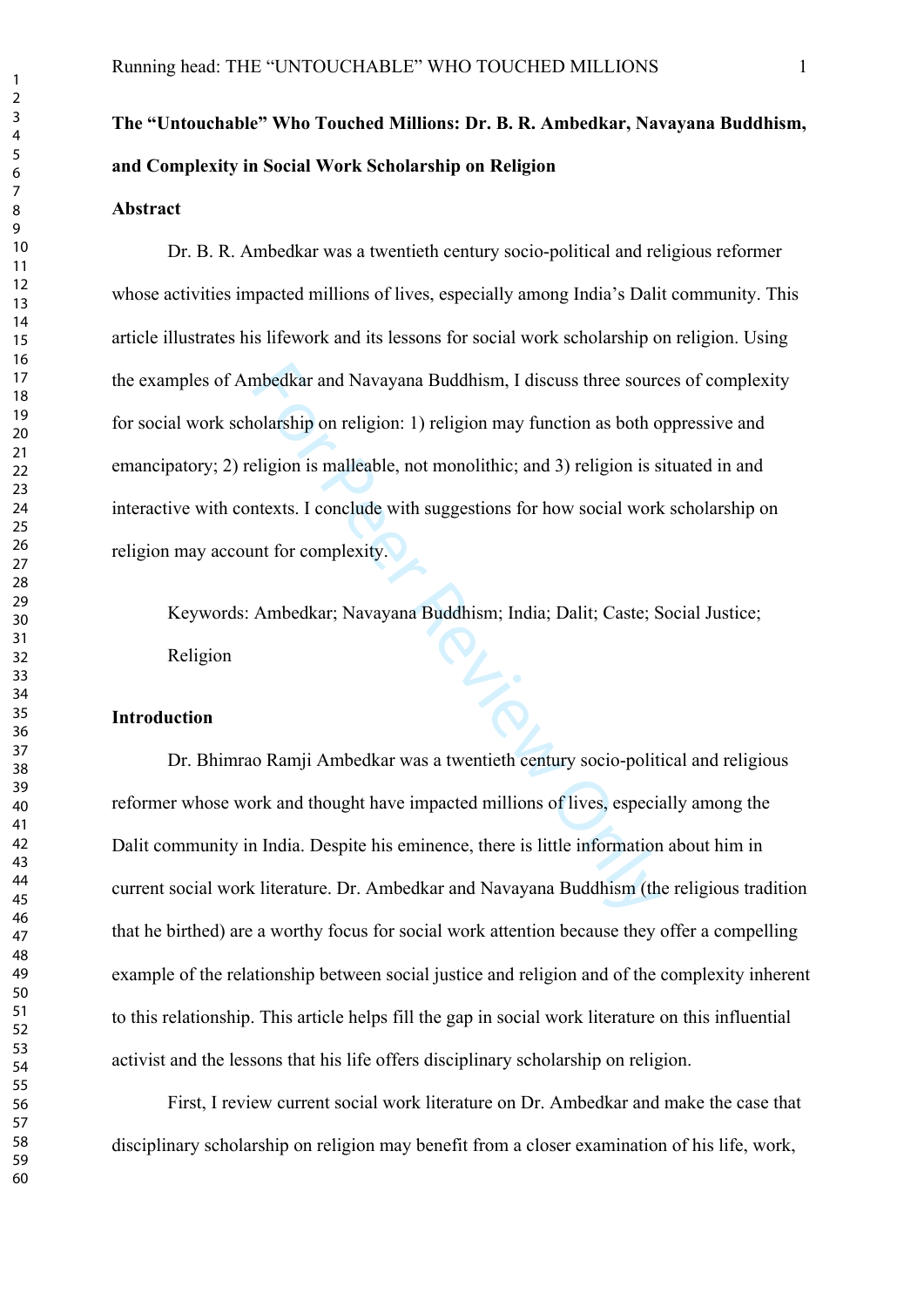**The "Untouchable" Who Touched Millions: Dr. B. R. Ambedkar, Navayana Buddhism, and Complexity in Social Work Scholarship on Religion**

**Abstract**

Dr. B. R. Ambedkar was a twentieth century socio-political and religious reformer whose activities impacted millions of lives, especially among India's Dalit community. This article illustrates his lifework and its lessons for social work scholarship on religion. Using the examples of Ambedkar and Navayana Buddhism, I discuss three sources of complexity for social work scholarship on religion: 1) religion may function as both oppressive and emancipatory; 2) religion is malleable, not monolithic; and 3) religion is situated in and interactive with contexts. I conclude with suggestions for how social work scholarship on religion may account for complexity.

Keywords: Ambedkar; Navayana Buddhism; India; Dalit; Caste; Social Justice; Religion

**Introduction**

Dr. Bhimrao Ramji Ambedkar was a twentieth century socio-political and religious reformer whose work and thought have impacted millions of lives, especially among the Dalit community in India. Despite his eminence, there is little information about him in current social work literature. Dr. Ambedkar and Navayana Buddhism (the religious tradition that he birthed) are a worthy focus for social work attention because they offer a compelling example of the relationship between social justice and religion and of the complexity inherent to this relationship. This article helps fill the gap in social work literature on this influential activist and the lessons that his life offers disciplinary scholarship on religion.

First, I review current social work literature on Dr. Ambedkar and make the case that disciplinary scholarship on religion may benefit from a closer examination of his life, work,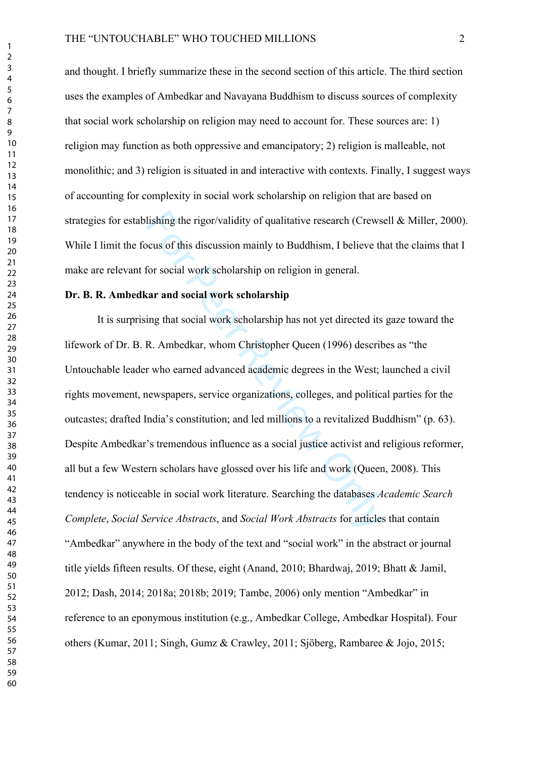and thought. I briefly summarize these in the second section of this article. The third section uses the examples of Ambedkar and Navayana Buddhism to discuss sources of complexity that social work scholarship on religion may need to account for. These sources are: 1) religion may function as both oppressive and emancipatory; 2) religion is malleable, not monolithic; and 3) religion is situated in and interactive with contexts. Finally, I suggest ways of accounting for complexity in social work scholarship on religion that are based on strategies for establishing the rigor/validity of qualitative research (Crewsell & Miller, 2000). While I limit the focus of this discussion mainly to Buddhism, I believe that the claims that I make are relevant for social work scholarship on religion in general.

**Dr. B. R. Ambedkar and social work scholarship**

It is surprising that social work scholarship has not yet directed its gaze toward the lifework of Dr. B. R. Ambedkar, whom Christopher Queen (1996) describes as "the Untouchable leader who earned advanced academic degrees in the West; launched a civil rights movement, newspapers, service organizations, colleges, and political parties for the outcastes; drafted India's constitution; and led millions to a revitalized Buddhism" (p. 63). Despite Ambedkar's tremendous influence as a social justice activist and religious reformer, all but a few Western scholars have glossed over his life and work (Queen, 2008). This tendency is noticeable in social work literature. Searching the databases *Academic Search Complete*, *Social Service Abstracts*, and *Social Work Abstracts* for articles that contain "Ambedkar" anywhere in the body of the text and "social work" in the abstract or journal title yields fifteen results. Of these, eight (Anand, 2010; Bhardwaj, 2019; Bhatt & Jamil, 2012; Dash, 2014; 2018a; 2018b; 2019; Tambe, 2006) only mention "Ambedkar" in reference to an eponymous institution (e.g., Ambedkar College, Ambedkar Hospital). Four others (Kumar, 2011; Singh, Gumz & Crawley, 2011; Sjöberg, Rambaree & Jojo, 2015;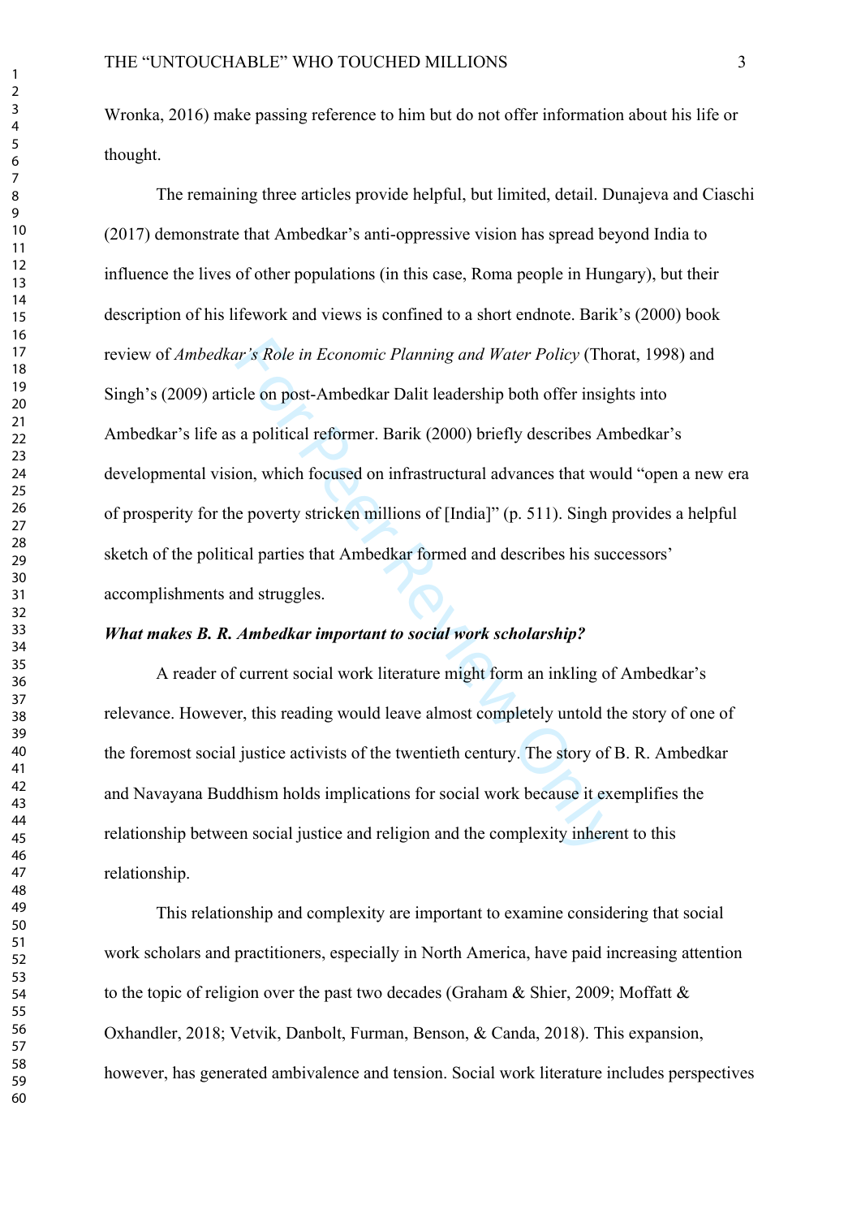Wronka, 2016) make passing reference to him but do not offer information about his life or thought.

The remaining three articles provide helpful, but limited, detail. Dunajeva and Ciaschi (2017) demonstrate that Ambedkar's anti-oppressive vision has spread beyond India to influence the lives of other populations (in this case, Roma people in Hungary), but their description of his lifework and views is confined to a short endnote. Barik's (2000) book review of *Ambedkar's Role in Economic Planning and Water Policy* (Thorat, 1998) and Singh's (2009) article on post-Ambedkar Dalit leadership both offer insights into Ambedkar's life as a political reformer. Barik (2000) briefly describes Ambedkar's developmental vision, which focused on infrastructural advances that would "open a new era of prosperity for the poverty stricken millions of [India]" (p. 511). Singh provides a helpful sketch of the political parties that Ambedkar formed and describes his successors' accomplishments and struggles.

***What makes B. R. Ambedkar important to social work scholarship?***

A reader of current social work literature might form an inkling of Ambedkar's relevance. However, this reading would leave almost completely untold the story of one of the foremost social justice activists of the twentieth century. The story of B. R. Ambedkar and Navayana Buddhism holds implications for social work because it exemplifies the relationship between social justice and religion and the complexity inherent to this relationship.

This relationship and complexity are important to examine considering that social work scholars and practitioners, especially in North America, have paid increasing attention to the topic of religion over the past two decades (Graham & Shier, 2009; Moffatt & Oxhandler, 2018; Vetvik, Danbolt, Furman, Benson, & Canda, 2018). This expansion, however, has generated ambivalence and tension. Social work literature includes perspectives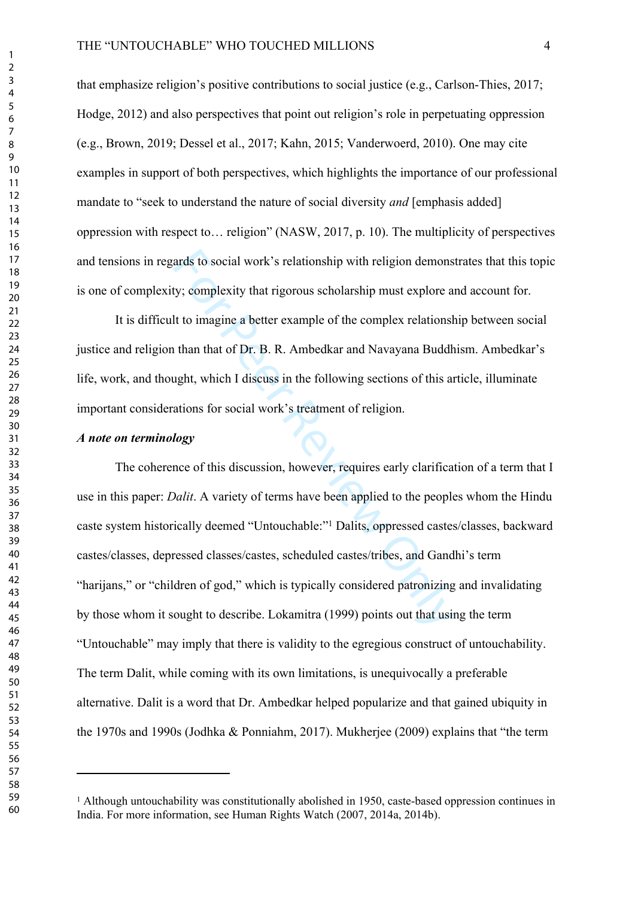that emphasize religion's positive contributions to social justice (e.g., Carlson-Thies, 2017; Hodge, 2012) and also perspectives that point out religion's role in perpetuating oppression (e.g., Brown, 2019; Dessel et al., 2017; Kahn, 2015; Vanderwoerd, 2010). One may cite examples in support of both perspectives, which highlights the importance of our professional mandate to "seek to understand the nature of social diversity *and* [emphasis added] oppression with respect to… religion" (NASW, 2017, p. 10). The multiplicity of perspectives and tensions in regards to social work's relationship with religion demonstrates that this topic is one of complexity; complexity that rigorous scholarship must explore and account for.

It is difficult to imagine a better example of the complex relationship between social justice and religion than that of Dr. B. R. Ambedkar and Navayana Buddhism. Ambedkar's life, work, and thought, which I discuss in the following sections of this article, illuminate important considerations for social work's treatment of religion.

### *A note on terminology*

The coherence of this discussion, however, requires early clarification of a term that I use in this paper: *Dalit*. A variety of terms have been applied to the peoples whom the Hindu caste system historically deemed "Untouchable:"[1] Dalits, oppressed castes/classes, backward castes/classes, depressed classes/castes, scheduled castes/tribes, and Gandhi's term "harijans," or "children of god," which is typically considered patronizing and invalidating by those whom it sought to describe. Lokamitra (1999) points out that using the term "Untouchable" may imply that there is validity to the egregious construct of untouchability. The term Dalit, while coming with its own limitations, is unequivocally a preferable alternative. Dalit is a word that Dr. Ambedkar helped popularize and that gained ubiquity in the 1970s and 1990s (Jodhka & Ponniahm, 2017). Mukherjee (2009) explains that "the term

---

[1] Although untouchability was constitutionally abolished in 1950, caste-based oppression continues in India. For more information, see Human Rights Watch (2007, 2014a, 2014b).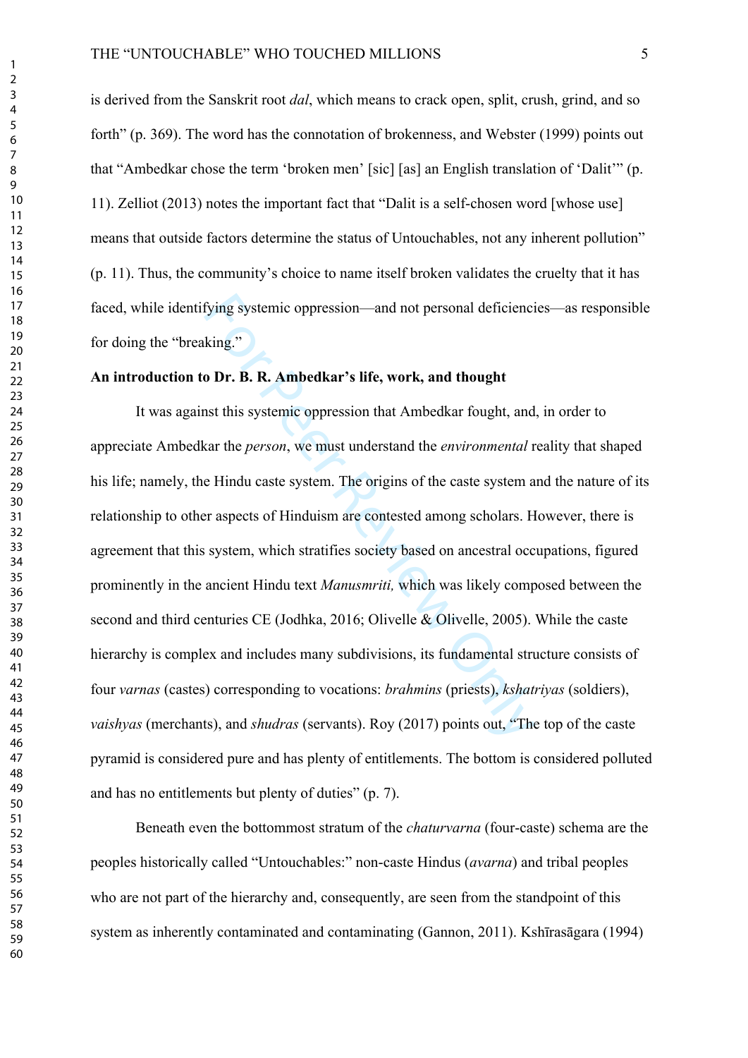is derived from the Sanskrit root *dal*, which means to crack open, split, crush, grind, and so forth" (p. 369). The word has the connotation of brokenness, and Webster (1999) points out that "Ambedkar chose the term 'broken men' [sic] [as] an English translation of 'Dalit'" (p. 11). Zelliot (2013) notes the important fact that "Dalit is a self-chosen word [whose use] means that outside factors determine the status of Untouchables, not any inherent pollution" (p. 11). Thus, the community's choice to name itself broken validates the cruelty that it has faced, while identifying systemic oppression—and not personal deficiencies—as responsible for doing the "breaking."

**An introduction to Dr. B. R. Ambedkar's life, work, and thought**

It was against this systemic oppression that Ambedkar fought, and, in order to appreciate Ambedkar the *person*, we must understand the *environmental* reality that shaped his life; namely, the Hindu caste system. The origins of the caste system and the nature of its relationship to other aspects of Hinduism are contested among scholars. However, there is agreement that this system, which stratifies society based on ancestral occupations, figured prominently in the ancient Hindu text *Manusmriti,* which was likely composed between the second and third centuries CE (Jodhka, 2016; Olivelle & Olivelle, 2005). While the caste hierarchy is complex and includes many subdivisions, its fundamental structure consists of four *varnas* (castes) corresponding to vocations: *brahmins* (priests), *kshatriyas* (soldiers), *vaishyas* (merchants), and *shudras* (servants). Roy (2017) points out, "The top of the caste pyramid is considered pure and has plenty of entitlements. The bottom is considered polluted and has no entitlements but plenty of duties" (p. 7).

Beneath even the bottommost stratum of the *chaturvarna* (four-caste) schema are the peoples historically called "Untouchables:" non-caste Hindus (*avarna*) and tribal peoples who are not part of the hierarchy and, consequently, are seen from the standpoint of this system as inherently contaminated and contaminating (Gannon, 2011). Kshīrasāgara (1994)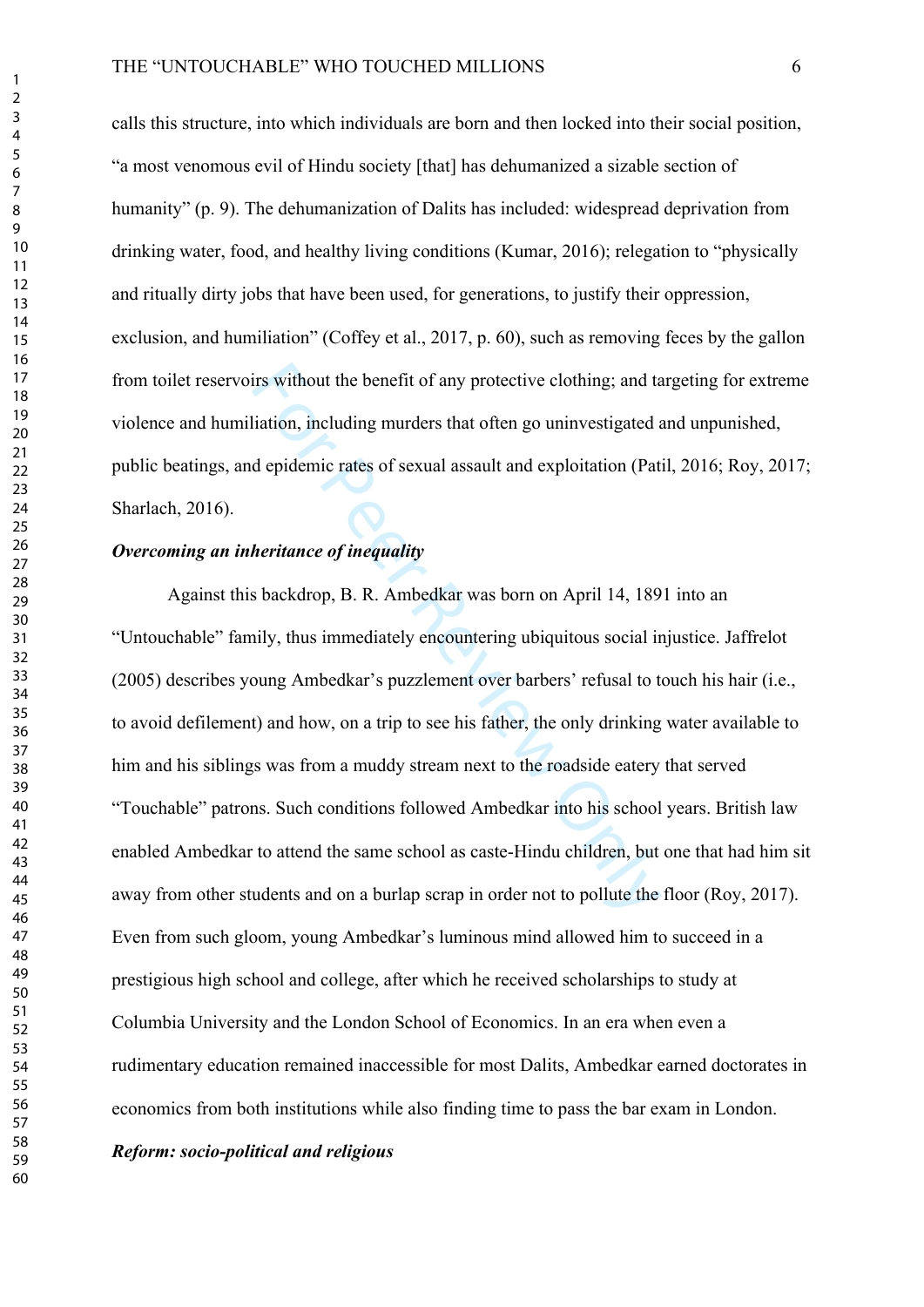calls this structure, into which individuals are born and then locked into their social position, "a most venomous evil of Hindu society [that] has dehumanized a sizable section of humanity" (p. 9). The dehumanization of Dalits has included: widespread deprivation from drinking water, food, and healthy living conditions (Kumar, 2016); relegation to "physically and ritually dirty jobs that have been used, for generations, to justify their oppression, exclusion, and humiliation" (Coffey et al., 2017, p. 60), such as removing feces by the gallon from toilet reservoirs without the benefit of any protective clothing; and targeting for extreme violence and humiliation, including murders that often go uninvestigated and unpunished, public beatings, and epidemic rates of sexual assault and exploitation (Patil, 2016; Roy, 2017; Sharlach, 2016).

***Overcoming an inheritance of inequality***

Against this backdrop, B. R. Ambedkar was born on April 14, 1891 into an "Untouchable" family, thus immediately encountering ubiquitous social injustice. Jaffrelot (2005) describes young Ambedkar's puzzlement over barbers' refusal to touch his hair (i.e., to avoid defilement) and how, on a trip to see his father, the only drinking water available to him and his siblings was from a muddy stream next to the roadside eatery that served "Touchable" patrons. Such conditions followed Ambedkar into his school years. British law enabled Ambedkar to attend the same school as caste-Hindu children, but one that had him sit away from other students and on a burlap scrap in order not to pollute the floor (Roy, 2017). Even from such gloom, young Ambedkar's luminous mind allowed him to succeed in a prestigious high school and college, after which he received scholarships to study at Columbia University and the London School of Economics. In an era when even a rudimentary education remained inaccessible for most Dalits, Ambedkar earned doctorates in economics from both institutions while also finding time to pass the bar exam in London.

***Reform: socio-political and religious***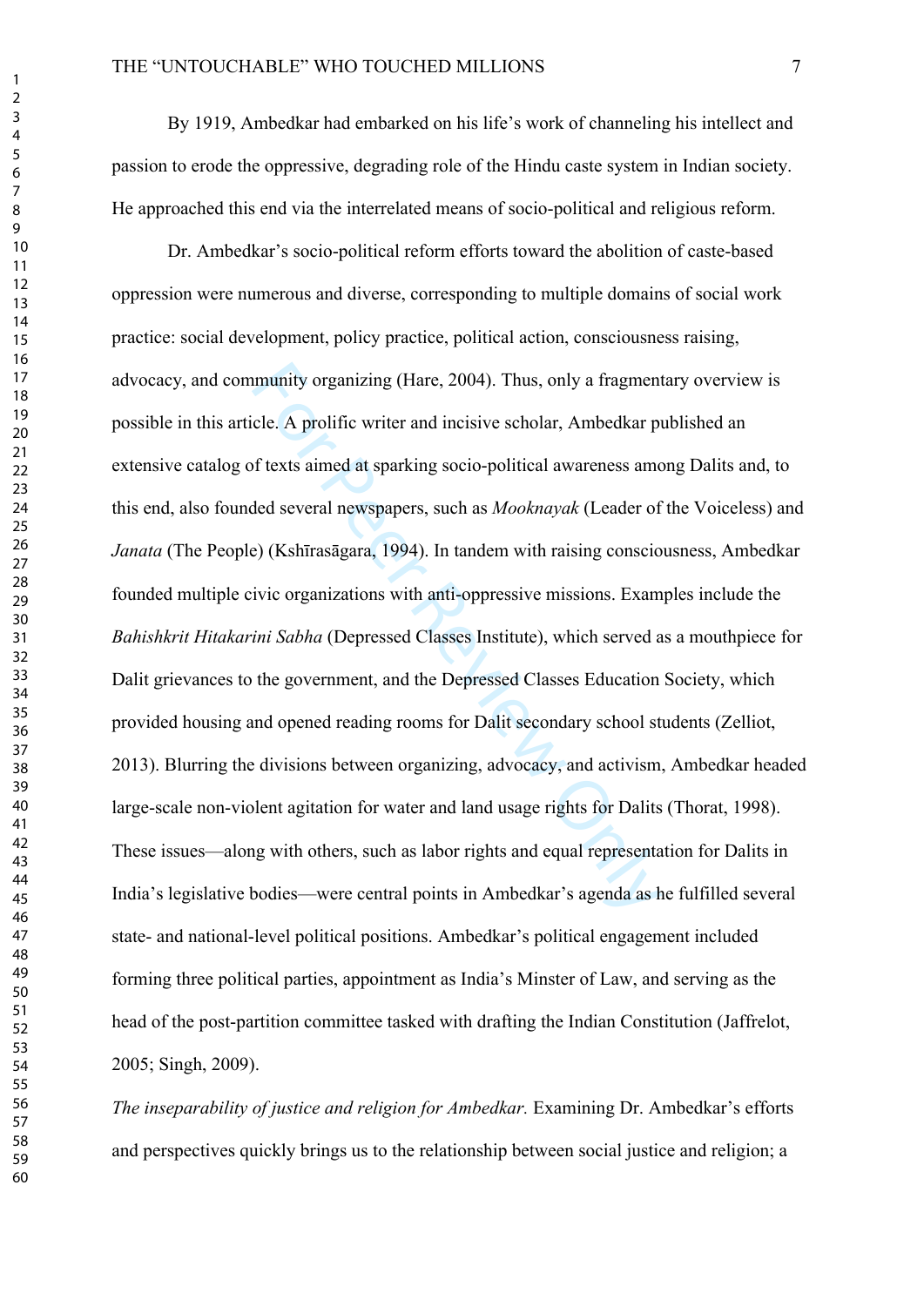By 1919, Ambedkar had embarked on his life's work of channeling his intellect and passion to erode the oppressive, degrading role of the Hindu caste system in Indian society. He approached this end via the interrelated means of socio-political and religious reform.

Dr. Ambedkar's socio-political reform efforts toward the abolition of caste-based oppression were numerous and diverse, corresponding to multiple domains of social work practice: social development, policy practice, political action, consciousness raising, advocacy, and community organizing (Hare, 2004). Thus, only a fragmentary overview is possible in this article. A prolific writer and incisive scholar, Ambedkar published an extensive catalog of texts aimed at sparking socio-political awareness among Dalits and, to this end, also founded several newspapers, such as *Mooknayak* (Leader of the Voiceless) and *Janata* (The People) (Kshīrasāgara, 1994). In tandem with raising consciousness, Ambedkar founded multiple civic organizations with anti-oppressive missions. Examples include the *Bahishkrit Hitakarini Sabha* (Depressed Classes Institute), which served as a mouthpiece for Dalit grievances to the government, and the Depressed Classes Education Society, which provided housing and opened reading rooms for Dalit secondary school students (Zelliot, 2013). Blurring the divisions between organizing, advocacy, and activism, Ambedkar headed large-scale non-violent agitation for water and land usage rights for Dalits (Thorat, 1998). These issues—along with others, such as labor rights and equal representation for Dalits in India's legislative bodies—were central points in Ambedkar's agenda as he fulfilled several state- and national-level political positions. Ambedkar's political engagement included forming three political parties, appointment as India's Minster of Law, and serving as the head of the post-partition committee tasked with drafting the Indian Constitution (Jaffrelot, 2005; Singh, 2009).

*The inseparability of justice and religion for Ambedkar.* Examining Dr. Ambedkar's efforts and perspectives quickly brings us to the relationship between social justice and religion; a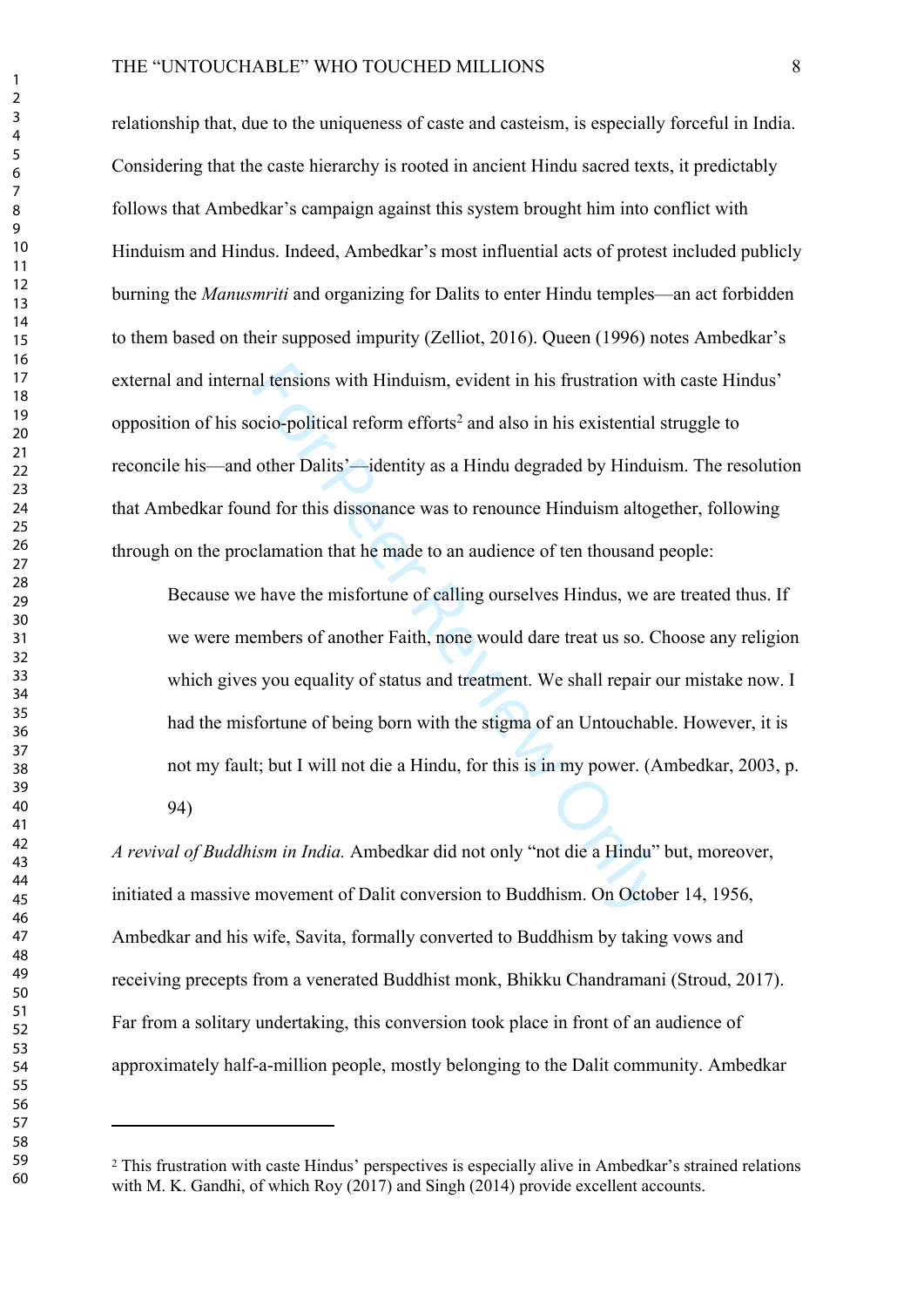relationship that, due to the uniqueness of caste and casteism, is especially forceful in India. Considering that the caste hierarchy is rooted in ancient Hindu sacred texts, it predictably follows that Ambedkar's campaign against this system brought him into conflict with Hinduism and Hindus. Indeed, Ambedkar's most influential acts of protest included publicly burning the *Manusmriti* and organizing for Dalits to enter Hindu temples—an act forbidden to them based on their supposed impurity (Zelliot, 2016). Queen (1996) notes Ambedkar's external and internal tensions with Hinduism, evident in his frustration with caste Hindus' opposition of his socio-political reform efforts[2] and also in his existential struggle to reconcile his—and other Dalits'—identity as a Hindu degraded by Hinduism. The resolution that Ambedkar found for this dissonance was to renounce Hinduism altogether, following through on the proclamation that he made to an audience of ten thousand people:

> Because we have the misfortune of calling ourselves Hindus, we are treated thus. If we were members of another Faith, none would dare treat us so. Choose any religion which gives you equality of status and treatment. We shall repair our mistake now. I had the misfortune of being born with the stigma of an Untouchable. However, it is not my fault; but I will not die a Hindu, for this is in my power. (Ambedkar, 2003, p. 94)

*A revival of Buddhism in India.* Ambedkar did not only "not die a Hindu" but, moreover, initiated a massive movement of Dalit conversion to Buddhism. On October 14, 1956, Ambedkar and his wife, Savita, formally converted to Buddhism by taking vows and receiving precepts from a venerated Buddhist monk, Bhikku Chandramani (Stroud, 2017). Far from a solitary undertaking, this conversion took place in front of an audience of approximately half-a-million people, mostly belonging to the Dalit community. Ambedkar

---

[2] This frustration with caste Hindus' perspectives is especially alive in Ambedkar's strained relations with M. K. Gandhi, of which Roy (2017) and Singh (2014) provide excellent accounts.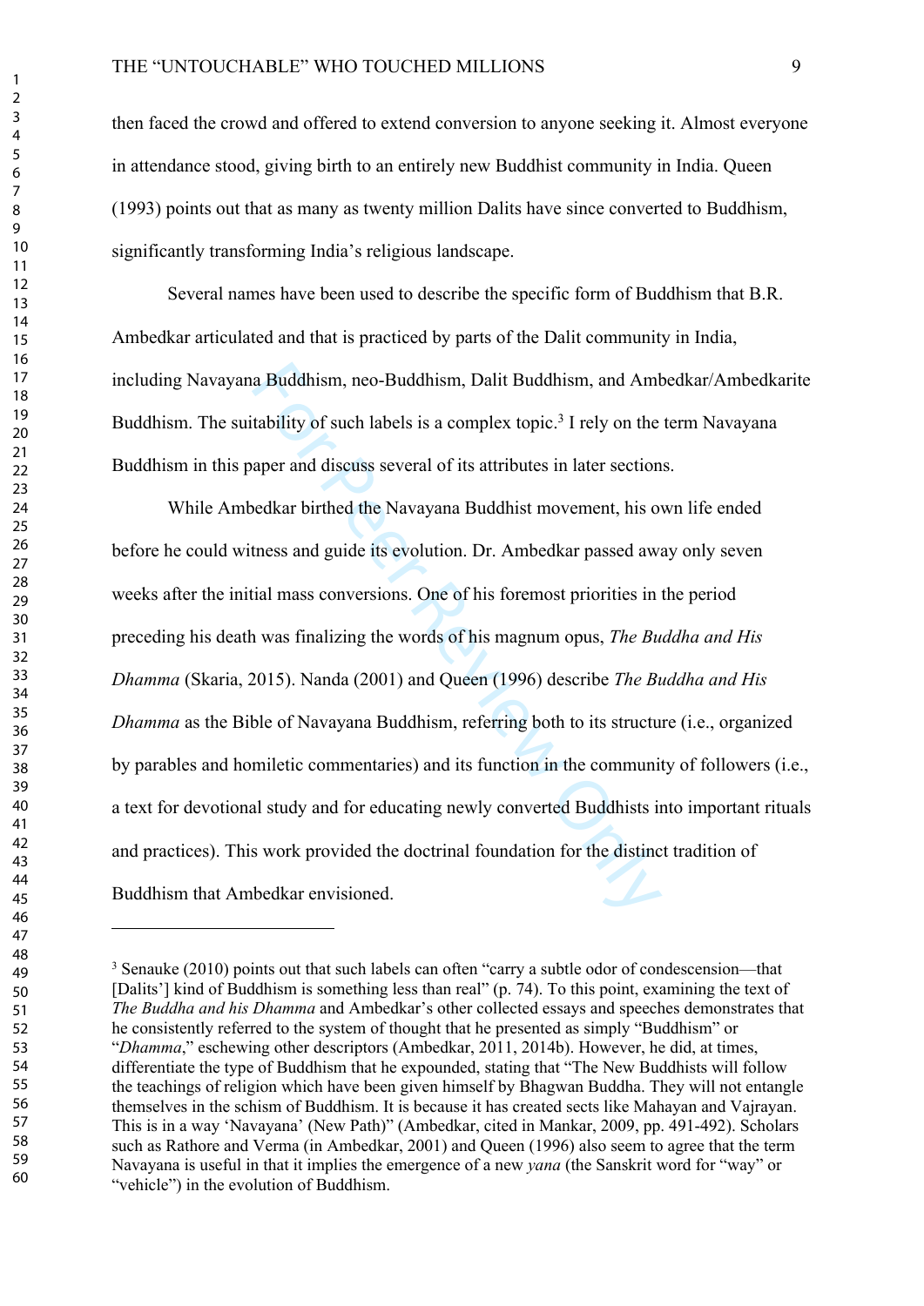then faced the crowd and offered to extend conversion to anyone seeking it. Almost everyone in attendance stood, giving birth to an entirely new Buddhist community in India. Queen (1993) points out that as many as twenty million Dalits have since converted to Buddhism, significantly transforming India's religious landscape.

Several names have been used to describe the specific form of Buddhism that B.R. Ambedkar articulated and that is practiced by parts of the Dalit community in India, including Navayana Buddhism, neo-Buddhism, Dalit Buddhism, and Ambedkar/Ambedkarite Buddhism. The suitability of such labels is a complex topic.[3] I rely on the term Navayana Buddhism in this paper and discuss several of its attributes in later sections.

While Ambedkar birthed the Navayana Buddhist movement, his own life ended before he could witness and guide its evolution. Dr. Ambedkar passed away only seven weeks after the initial mass conversions. One of his foremost priorities in the period preceding his death was finalizing the words of his magnum opus, *The Buddha and His Dhamma* (Skaria, 2015). Nanda (2001) and Queen (1996) describe *The Buddha and His Dhamma* as the Bible of Navayana Buddhism, referring both to its structure (i.e., organized by parables and homiletic commentaries) and its function in the community of followers (i.e., a text for devotional study and for educating newly converted Buddhists into important rituals and practices). This work provided the doctrinal foundation for the distinct tradition of Buddhism that Ambedkar envisioned.

---

[3] Senauke (2010) points out that such labels can often "carry a subtle odor of condescension—that [Dalits'] kind of Buddhism is something less than real" (p. 74). To this point, examining the text of *The Buddha and his Dhamma* and Ambedkar's other collected essays and speeches demonstrates that he consistently referred to the system of thought that he presented as simply "Buddhism" or "*Dhamma*," eschewing other descriptors (Ambedkar, 2011, 2014b). However, he did, at times, differentiate the type of Buddhism that he expounded, stating that "The New Buddhists will follow the teachings of religion which have been given himself by Bhagwan Buddha. They will not entangle themselves in the schism of Buddhism. It is because it has created sects like Mahayan and Vajrayan. This is in a way 'Navayana' (New Path)" (Ambedkar, cited in Mankar, 2009, pp. 491-492). Scholars such as Rathore and Verma (in Ambedkar, 2001) and Queen (1996) also seem to agree that the term Navayana is useful in that it implies the emergence of a new *yana* (the Sanskrit word for "way" or "vehicle") in the evolution of Buddhism.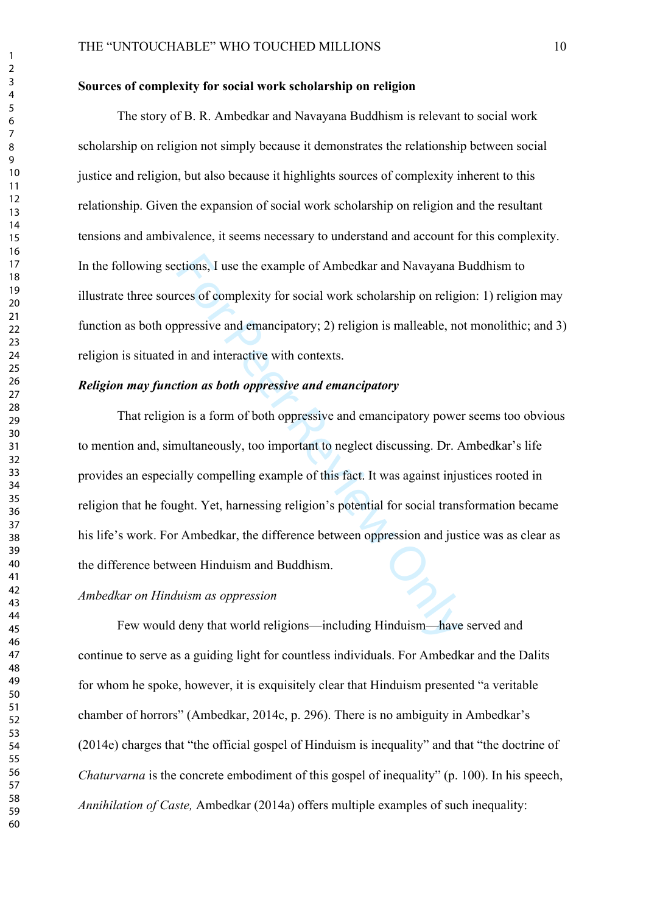**Sources of complexity for social work scholarship on religion**

The story of B. R. Ambedkar and Navayana Buddhism is relevant to social work scholarship on religion not simply because it demonstrates the relationship between social justice and religion, but also because it highlights sources of complexity inherent to this relationship. Given the expansion of social work scholarship on religion and the resultant tensions and ambivalence, it seems necessary to understand and account for this complexity. In the following sections, I use the example of Ambedkar and Navayana Buddhism to illustrate three sources of complexity for social work scholarship on religion: 1) religion may function as both oppressive and emancipatory; 2) religion is malleable, not monolithic; and 3) religion is situated in and interactive with contexts.

***Religion may function as both oppressive and emancipatory***

That religion is a form of both oppressive and emancipatory power seems too obvious to mention and, simultaneously, too important to neglect discussing. Dr. Ambedkar's life provides an especially compelling example of this fact. It was against injustices rooted in religion that he fought. Yet, harnessing religion's potential for social transformation became his life's work. For Ambedkar, the difference between oppression and justice was as clear as the difference between Hinduism and Buddhism.

*Ambedkar on Hinduism as oppression*

Few would deny that world religions—including Hinduism—have served and continue to serve as a guiding light for countless individuals. For Ambedkar and the Dalits for whom he spoke, however, it is exquisitely clear that Hinduism presented "a veritable chamber of horrors" (Ambedkar, 2014c, p. 296). There is no ambiguity in Ambedkar's (2014e) charges that "the official gospel of Hinduism is inequality" and that "the doctrine of *Chaturvarna* is the concrete embodiment of this gospel of inequality" (p. 100). In his speech, *Annihilation of Caste,* Ambedkar (2014a) offers multiple examples of such inequality: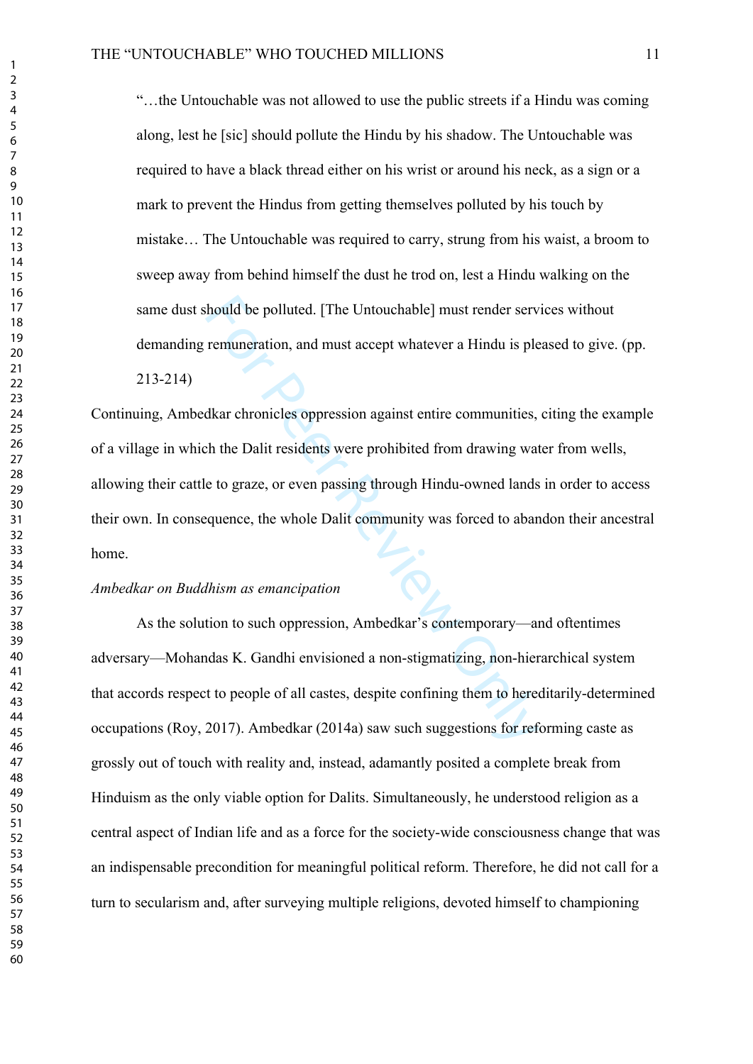> "…the Untouchable was not allowed to use the public streets if a Hindu was coming along, lest he [sic] should pollute the Hindu by his shadow. The Untouchable was required to have a black thread either on his wrist or around his neck, as a sign or a mark to prevent the Hindus from getting themselves polluted by his touch by mistake… The Untouchable was required to carry, strung from his waist, a broom to sweep away from behind himself the dust he trod on, lest a Hindu walking on the same dust should be polluted. [The Untouchable] must render services without demanding remuneration, and must accept whatever a Hindu is pleased to give. (pp. 213-214)

Continuing, Ambedkar chronicles oppression against entire communities, citing the example of a village in which the Dalit residents were prohibited from drawing water from wells, allowing their cattle to graze, or even passing through Hindu-owned lands in order to access their own. In consequence, the whole Dalit community was forced to abandon their ancestral home.

*Ambedkar on Buddhism as emancipation*

As the solution to such oppression, Ambedkar's contemporary—and oftentimes adversary—Mohandas K. Gandhi envisioned a non-stigmatizing, non-hierarchical system that accords respect to people of all castes, despite confining them to hereditarily-determined occupations (Roy, 2017). Ambedkar (2014a) saw such suggestions for reforming caste as grossly out of touch with reality and, instead, adamantly posited a complete break from Hinduism as the only viable option for Dalits. Simultaneously, he understood religion as a central aspect of Indian life and as a force for the society-wide consciousness change that was an indispensable precondition for meaningful political reform. Therefore, he did not call for a turn to secularism and, after surveying multiple religions, devoted himself to championing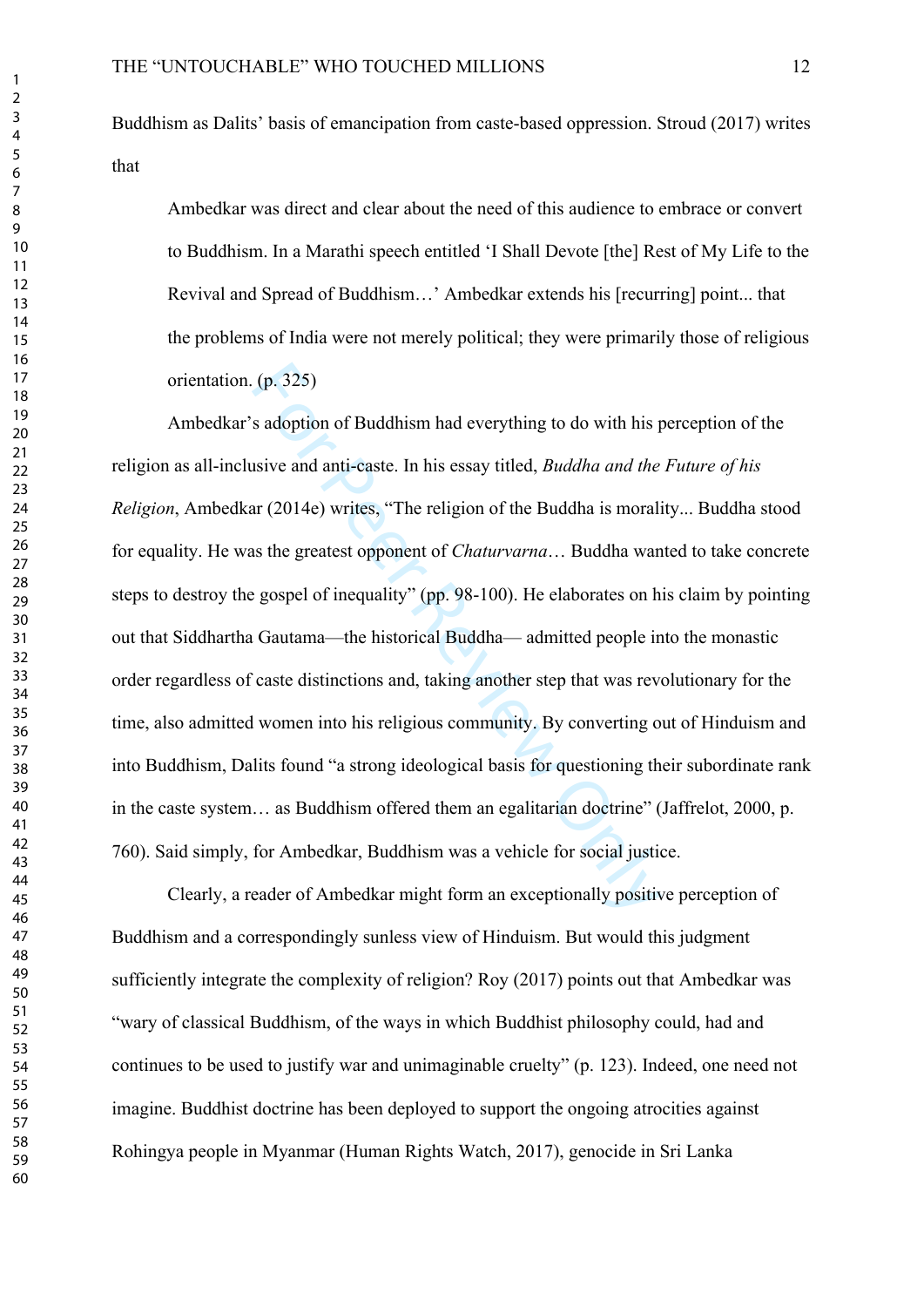Buddhism as Dalits' basis of emancipation from caste-based oppression. Stroud (2017) writes that

> Ambedkar was direct and clear about the need of this audience to embrace or convert to Buddhism. In a Marathi speech entitled 'I Shall Devote [the] Rest of My Life to the Revival and Spread of Buddhism…' Ambedkar extends his [recurring] point... that the problems of India were not merely political; they were primarily those of religious orientation. (p. 325)

Ambedkar's adoption of Buddhism had everything to do with his perception of the religion as all-inclusive and anti-caste. In his essay titled, *Buddha and the Future of his Religion*, Ambedkar (2014e) writes, "The religion of the Buddha is morality... Buddha stood for equality. He was the greatest opponent of *Chaturvarna*… Buddha wanted to take concrete steps to destroy the gospel of inequality" (pp. 98-100). He elaborates on his claim by pointing out that Siddhartha Gautama—the historical Buddha— admitted people into the monastic order regardless of caste distinctions and, taking another step that was revolutionary for the time, also admitted women into his religious community. By converting out of Hinduism and into Buddhism, Dalits found "a strong ideological basis for questioning their subordinate rank in the caste system… as Buddhism offered them an egalitarian doctrine" (Jaffrelot, 2000, p. 760). Said simply, for Ambedkar, Buddhism was a vehicle for social justice.

Clearly, a reader of Ambedkar might form an exceptionally positive perception of Buddhism and a correspondingly sunless view of Hinduism. But would this judgment sufficiently integrate the complexity of religion? Roy (2017) points out that Ambedkar was "wary of classical Buddhism, of the ways in which Buddhist philosophy could, had and continues to be used to justify war and unimaginable cruelty" (p. 123). Indeed, one need not imagine. Buddhist doctrine has been deployed to support the ongoing atrocities against Rohingya people in Myanmar (Human Rights Watch, 2017), genocide in Sri Lanka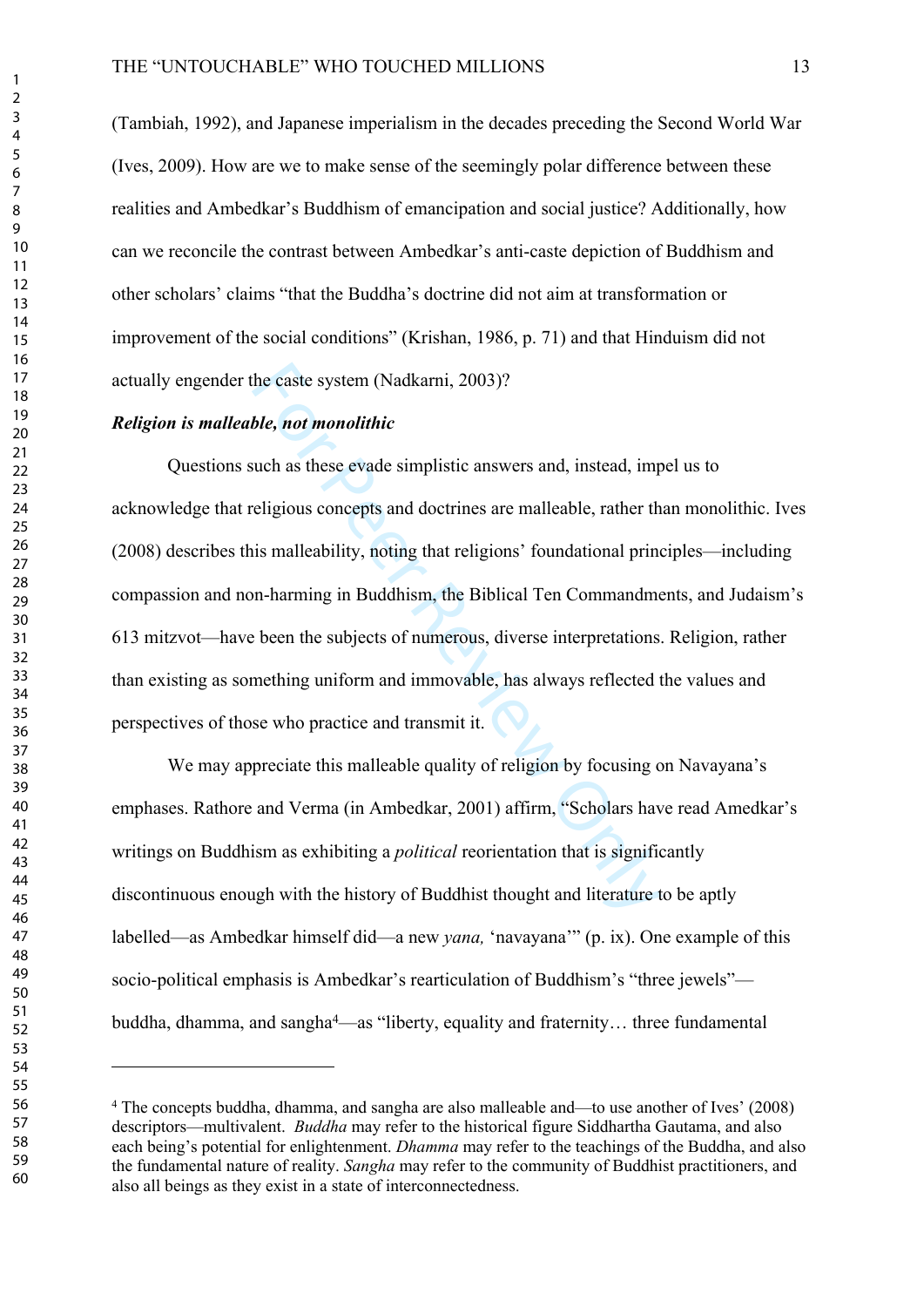(Tambiah, 1992), and Japanese imperialism in the decades preceding the Second World War (Ives, 2009). How are we to make sense of the seemingly polar difference between these realities and Ambedkar's Buddhism of emancipation and social justice? Additionally, how can we reconcile the contrast between Ambedkar's anti-caste depiction of Buddhism and other scholars' claims "that the Buddha's doctrine did not aim at transformation or improvement of the social conditions" (Krishan, 1986, p. 71) and that Hinduism did not actually engender the caste system (Nadkarni, 2003)?

***Religion is malleable, not monolithic***

Questions such as these evade simplistic answers and, instead, impel us to acknowledge that religious concepts and doctrines are malleable, rather than monolithic. Ives (2008) describes this malleability, noting that religions' foundational principles—including compassion and non-harming in Buddhism, the Biblical Ten Commandments, and Judaism's 613 mitzvot—have been the subjects of numerous, diverse interpretations. Religion, rather than existing as something uniform and immovable, has always reflected the values and perspectives of those who practice and transmit it.

We may appreciate this malleable quality of religion by focusing on Navayana's emphases. Rathore and Verma (in Ambedkar, 2001) affirm, "Scholars have read Amedkar's writings on Buddhism as exhibiting a *political* reorientation that is significantly discontinuous enough with the history of Buddhist thought and literature to be aptly labelled—as Ambedkar himself did—a new *yana,* 'navayana'" (p. ix). One example of this socio-political emphasis is Ambedkar's rearticulation of Buddhism's "three jewels"—buddha, dhamma, and sangha[4]—as "liberty, equality and fraternity… three fundamental

---

[4] The concepts buddha, dhamma, and sangha are also malleable and—to use another of Ives' (2008) descriptors—multivalent. *Buddha* may refer to the historical figure Siddhartha Gautama, and also each being's potential for enlightenment. *Dhamma* may refer to the teachings of the Buddha, and also the fundamental nature of reality. *Sangha* may refer to the community of Buddhist practitioners, and also all beings as they exist in a state of interconnectedness.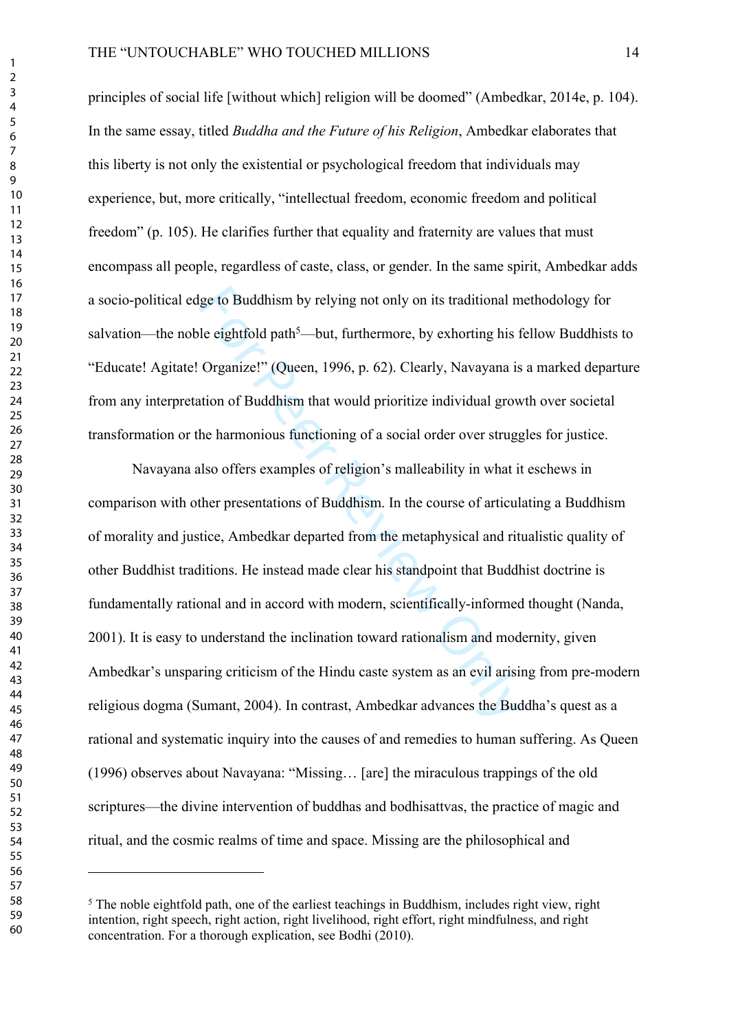principles of social life [without which] religion will be doomed" (Ambedkar, 2014e, p. 104). In the same essay, titled *Buddha and the Future of his Religion*, Ambedkar elaborates that this liberty is not only the existential or psychological freedom that individuals may experience, but, more critically, "intellectual freedom, economic freedom and political freedom" (p. 105). He clarifies further that equality and fraternity are values that must encompass all people, regardless of caste, class, or gender. In the same spirit, Ambedkar adds a socio-political edge to Buddhism by relying not only on its traditional methodology for salvation—the noble eightfold path[5]—but, furthermore, by exhorting his fellow Buddhists to "Educate! Agitate! Organize!" (Queen, 1996, p. 62). Clearly, Navayana is a marked departure from any interpretation of Buddhism that would prioritize individual growth over societal transformation or the harmonious functioning of a social order over struggles for justice.

Navayana also offers examples of religion's malleability in what it eschews in comparison with other presentations of Buddhism. In the course of articulating a Buddhism of morality and justice, Ambedkar departed from the metaphysical and ritualistic quality of other Buddhist traditions. He instead made clear his standpoint that Buddhist doctrine is fundamentally rational and in accord with modern, scientifically-informed thought (Nanda, 2001). It is easy to understand the inclination toward rationalism and modernity, given Ambedkar's unsparing criticism of the Hindu caste system as an evil arising from pre-modern religious dogma (Sumant, 2004). In contrast, Ambedkar advances the Buddha's quest as a rational and systematic inquiry into the causes of and remedies to human suffering. As Queen (1996) observes about Navayana: "Missing… [are] the miraculous trappings of the old scriptures—the divine intervention of buddhas and bodhisattvas, the practice of magic and ritual, and the cosmic realms of time and space. Missing are the philosophical and

---

[5] The noble eightfold path, one of the earliest teachings in Buddhism, includes right view, right intention, right speech, right action, right livelihood, right effort, right mindfulness, and right concentration. For a thorough explication, see Bodhi (2010).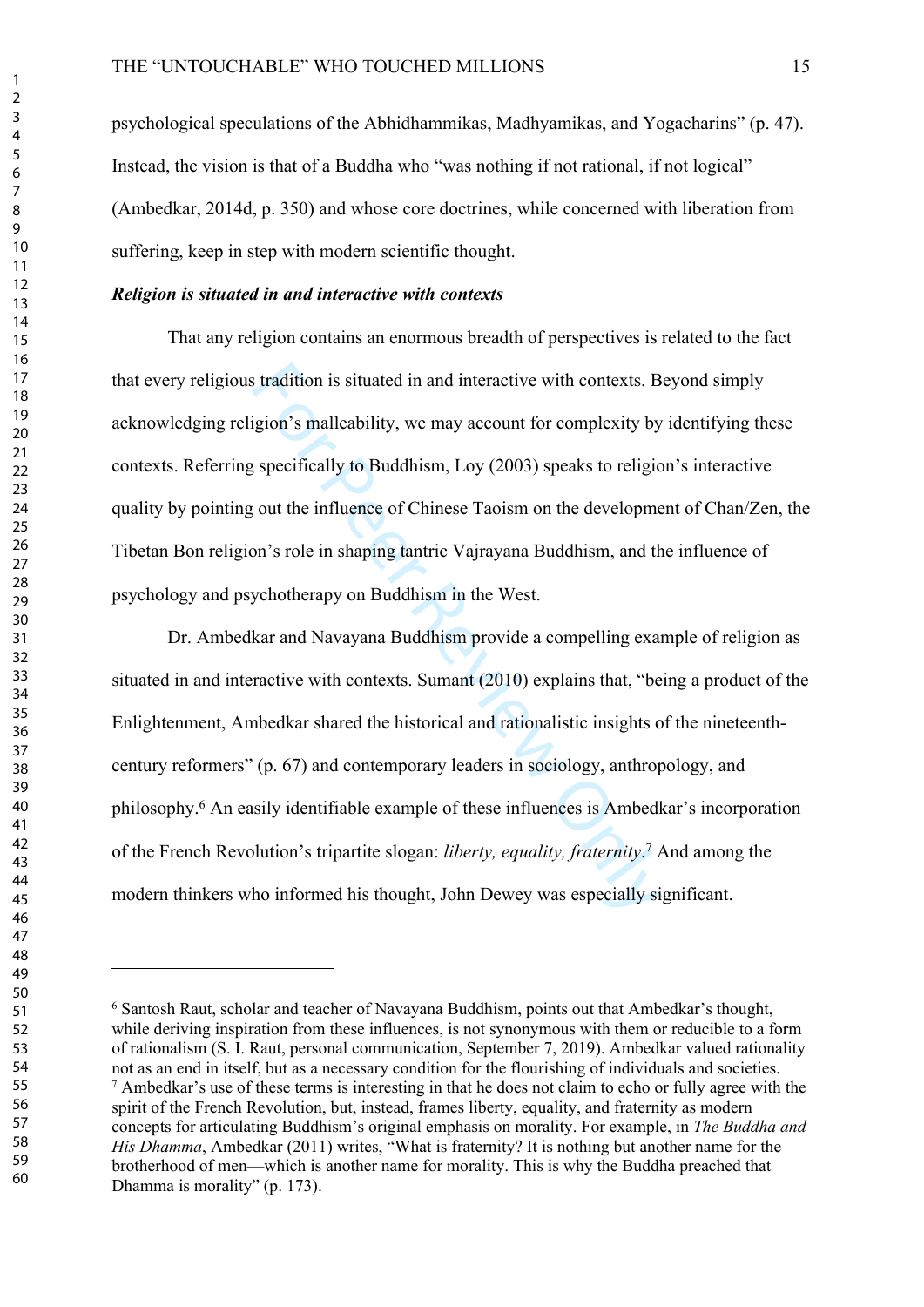psychological speculations of the Abhidhammikas, Madhyamikas, and Yogacharins" (p. 47). Instead, the vision is that of a Buddha who "was nothing if not rational, if not logical" (Ambedkar, 2014d, p. 350) and whose core doctrines, while concerned with liberation from suffering, keep in step with modern scientific thought.

***Religion is situated in and interactive with contexts***

That any religion contains an enormous breadth of perspectives is related to the fact that every religious tradition is situated in and interactive with contexts. Beyond simply acknowledging religion's malleability, we may account for complexity by identifying these contexts. Referring specifically to Buddhism, Loy (2003) speaks to religion's interactive quality by pointing out the influence of Chinese Taoism on the development of Chan/Zen, the Tibetan Bon religion's role in shaping tantric Vajrayana Buddhism, and the influence of psychology and psychotherapy on Buddhism in the West.

Dr. Ambedkar and Navayana Buddhism provide a compelling example of religion as situated in and interactive with contexts. Sumant (2010) explains that, "being a product of the Enlightenment, Ambedkar shared the historical and rationalistic insights of the nineteenth-century reformers" (p. 67) and contemporary leaders in sociology, anthropology, and philosophy.[6] An easily identifiable example of these influences is Ambedkar's incorporation of the French Revolution's tripartite slogan: *liberty, equality, fraternity*.[7] And among the modern thinkers who informed his thought, John Dewey was especially significant.

---

[6] Santosh Raut, scholar and teacher of Navayana Buddhism, points out that Ambedkar's thought, while deriving inspiration from these influences, is not synonymous with them or reducible to a form of rationalism (S. I. Raut, personal communication, September 7, 2019). Ambedkar valued rationality not as an end in itself, but as a necessary condition for the flourishing of individuals and societies.

[7] Ambedkar's use of these terms is interesting in that he does not claim to echo or fully agree with the spirit of the French Revolution, but, instead, frames liberty, equality, and fraternity as modern concepts for articulating Buddhism's original emphasis on morality. For example, in *The Buddha and His Dhamma*, Ambedkar (2011) writes, "What is fraternity? It is nothing but another name for the brotherhood of men—which is another name for morality. This is why the Buddha preached that Dhamma is morality" (p. 173).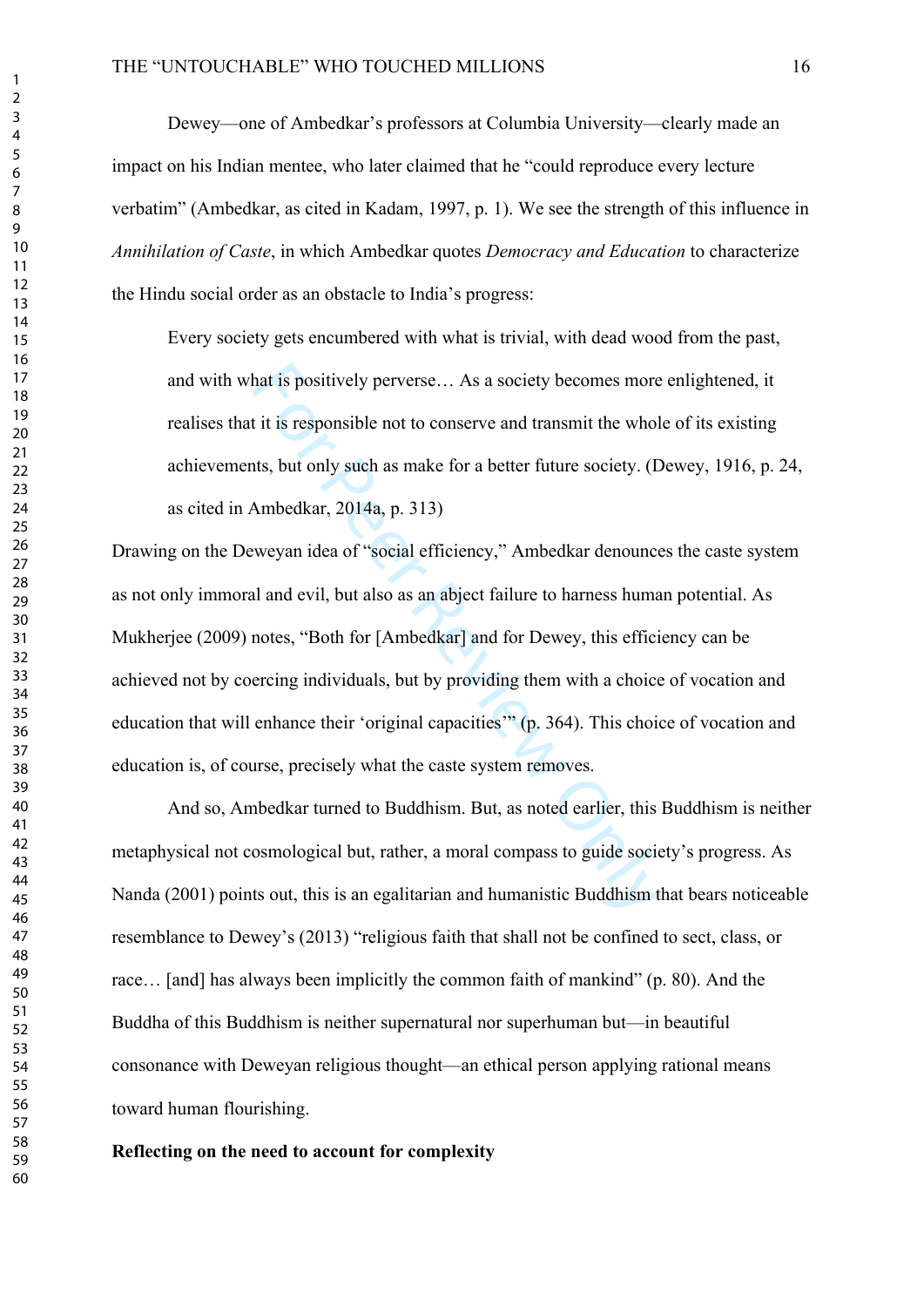Dewey—one of Ambedkar's professors at Columbia University—clearly made an impact on his Indian mentee, who later claimed that he "could reproduce every lecture verbatim" (Ambedkar, as cited in Kadam, 1997, p. 1). We see the strength of this influence in *Annihilation of Caste*, in which Ambedkar quotes *Democracy and Education* to characterize the Hindu social order as an obstacle to India's progress:

> Every society gets encumbered with what is trivial, with dead wood from the past, and with what is positively perverse… As a society becomes more enlightened, it realises that it is responsible not to conserve and transmit the whole of its existing achievements, but only such as make for a better future society. (Dewey, 1916, p. 24, as cited in Ambedkar, 2014a, p. 313)

Drawing on the Deweyan idea of "social efficiency," Ambedkar denounces the caste system as not only immoral and evil, but also as an abject failure to harness human potential. As Mukherjee (2009) notes, "Both for [Ambedkar] and for Dewey, this efficiency can be achieved not by coercing individuals, but by providing them with a choice of vocation and education that will enhance their 'original capacities'" (p. 364). This choice of vocation and education is, of course, precisely what the caste system removes.

And so, Ambedkar turned to Buddhism. But, as noted earlier, this Buddhism is neither metaphysical not cosmological but, rather, a moral compass to guide society's progress. As Nanda (2001) points out, this is an egalitarian and humanistic Buddhism that bears noticeable resemblance to Dewey's (2013) "religious faith that shall not be confined to sect, class, or race… [and] has always been implicitly the common faith of mankind" (p. 80). And the Buddha of this Buddhism is neither supernatural nor superhuman but—in beautiful consonance with Deweyan religious thought—an ethical person applying rational means toward human flourishing.

**Reflecting on the need to account for complexity**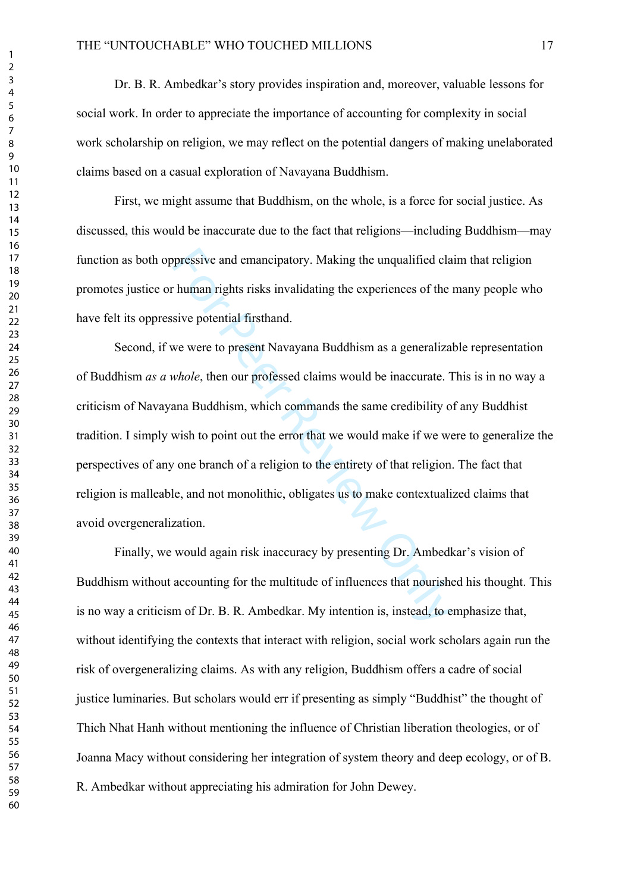Dr. B. R. Ambedkar's story provides inspiration and, moreover, valuable lessons for social work. In order to appreciate the importance of accounting for complexity in social work scholarship on religion, we may reflect on the potential dangers of making unelaborated claims based on a casual exploration of Navayana Buddhism.

First, we might assume that Buddhism, on the whole, is a force for social justice. As discussed, this would be inaccurate due to the fact that religions—including Buddhism—may function as both oppressive and emancipatory. Making the unqualified claim that religion promotes justice or human rights risks invalidating the experiences of the many people who have felt its oppressive potential firsthand.

Second, if we were to present Navayana Buddhism as a generalizable representation of Buddhism *as a whole*, then our professed claims would be inaccurate. This is in no way a criticism of Navayana Buddhism, which commands the same credibility of any Buddhist tradition. I simply wish to point out the error that we would make if we were to generalize the perspectives of any one branch of a religion to the entirety of that religion. The fact that religion is malleable, and not monolithic, obligates us to make contextualized claims that avoid overgeneralization.

Finally, we would again risk inaccuracy by presenting Dr. Ambedkar's vision of Buddhism without accounting for the multitude of influences that nourished his thought. This is no way a criticism of Dr. B. R. Ambedkar. My intention is, instead, to emphasize that, without identifying the contexts that interact with religion, social work scholars again run the risk of overgeneralizing claims. As with any religion, Buddhism offers a cadre of social justice luminaries. But scholars would err if presenting as simply "Buddhist" the thought of Thich Nhat Hanh without mentioning the influence of Christian liberation theologies, or of Joanna Macy without considering her integration of system theory and deep ecology, or of B. R. Ambedkar without appreciating his admiration for John Dewey.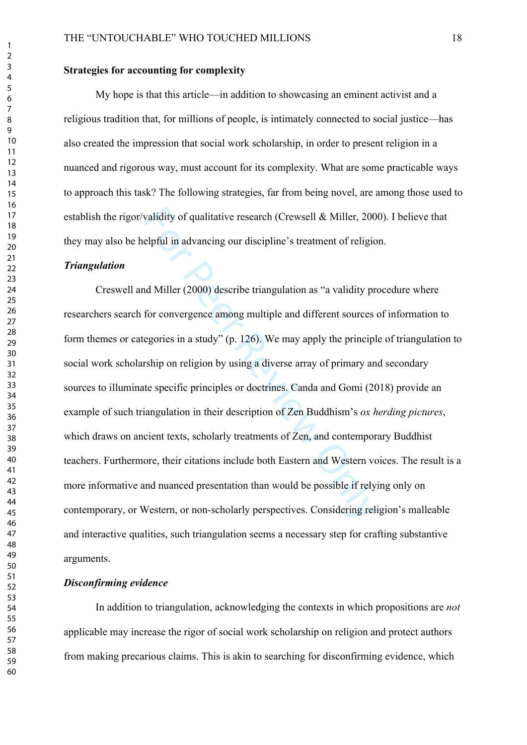**Strategies for accounting for complexity**

My hope is that this article—in addition to showcasing an eminent activist and a religious tradition that, for millions of people, is intimately connected to social justice—has also created the impression that social work scholarship, in order to present religion in a nuanced and rigorous way, must account for its complexity. What are some practicable ways to approach this task? The following strategies, far from being novel, are among those used to establish the rigor/validity of qualitative research (Crewsell & Miller, 2000). I believe that they may also be helpful in advancing our discipline's treatment of religion.

***Triangulation***

Creswell and Miller (2000) describe triangulation as "a validity procedure where researchers search for convergence among multiple and different sources of information to form themes or categories in a study" (p. 126). We may apply the principle of triangulation to social work scholarship on religion by using a diverse array of primary and secondary sources to illuminate specific principles or doctrines. Canda and Gomi (2018) provide an example of such triangulation in their description of Zen Buddhism's *ox herding pictures*, which draws on ancient texts, scholarly treatments of Zen, and contemporary Buddhist teachers. Furthermore, their citations include both Eastern and Western voices. The result is a more informative and nuanced presentation than would be possible if relying only on contemporary, or Western, or non-scholarly perspectives. Considering religion's malleable and interactive qualities, such triangulation seems a necessary step for crafting substantive arguments.

***Disconfirming evidence***

In addition to triangulation, acknowledging the contexts in which propositions are *not* applicable may increase the rigor of social work scholarship on religion and protect authors from making precarious claims. This is akin to searching for disconfirming evidence, which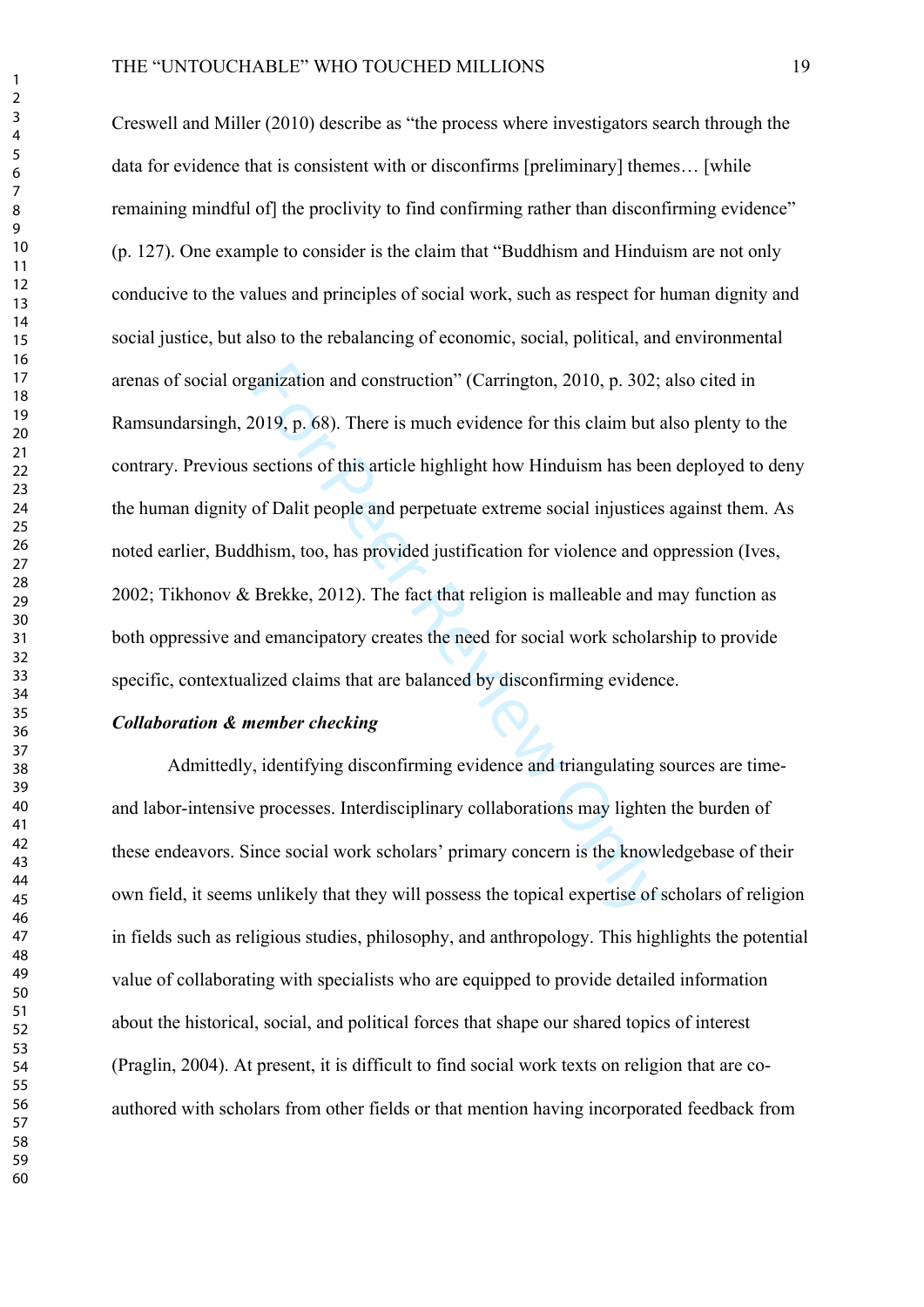Creswell and Miller (2010) describe as "the process where investigators search through the data for evidence that is consistent with or disconfirms [preliminary] themes… [while remaining mindful of] the proclivity to find confirming rather than disconfirming evidence" (p. 127). One example to consider is the claim that "Buddhism and Hinduism are not only conducive to the values and principles of social work, such as respect for human dignity and social justice, but also to the rebalancing of economic, social, political, and environmental arenas of social organization and construction" (Carrington, 2010, p. 302; also cited in Ramsundarsingh, 2019, p. 68). There is much evidence for this claim but also plenty to the contrary. Previous sections of this article highlight how Hinduism has been deployed to deny the human dignity of Dalit people and perpetuate extreme social injustices against them. As noted earlier, Buddhism, too, has provided justification for violence and oppression (Ives, 2002; Tikhonov & Brekke, 2012). The fact that religion is malleable and may function as both oppressive and emancipatory creates the need for social work scholarship to provide specific, contextualized claims that are balanced by disconfirming evidence.

***Collaboration & member checking***

Admittedly, identifying disconfirming evidence and triangulating sources are time- and labor-intensive processes. Interdisciplinary collaborations may lighten the burden of these endeavors. Since social work scholars' primary concern is the knowledgebase of their own field, it seems unlikely that they will possess the topical expertise of scholars of religion in fields such as religious studies, philosophy, and anthropology. This highlights the potential value of collaborating with specialists who are equipped to provide detailed information about the historical, social, and political forces that shape our shared topics of interest (Praglin, 2004). At present, it is difficult to find social work texts on religion that are co-authored with scholars from other fields or that mention having incorporated feedback from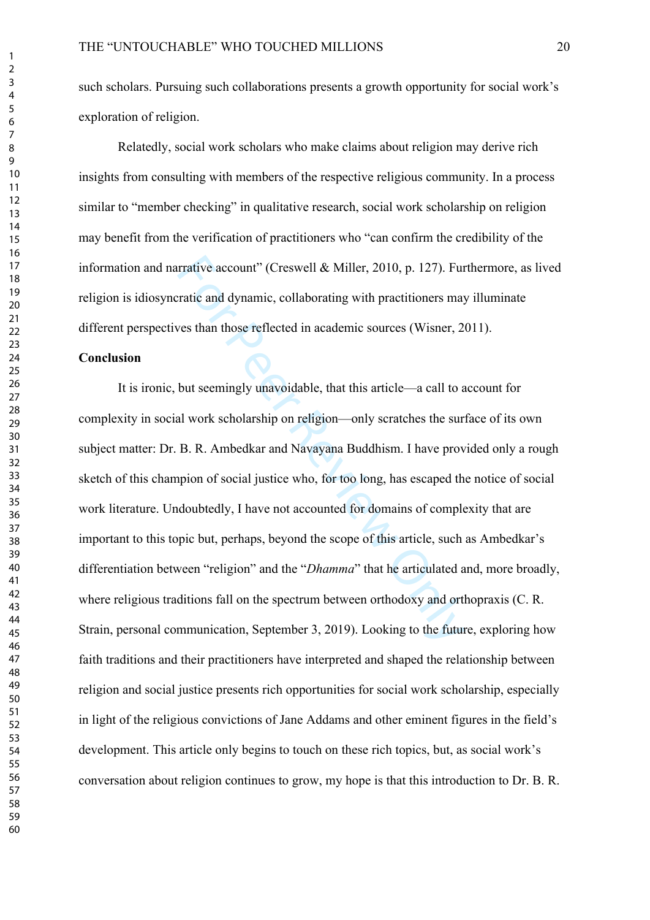such scholars. Pursuing such collaborations presents a growth opportunity for social work's exploration of religion.

Relatedly, social work scholars who make claims about religion may derive rich insights from consulting with members of the respective religious community. In a process similar to "member checking" in qualitative research, social work scholarship on religion may benefit from the verification of practitioners who "can confirm the credibility of the information and narrative account" (Creswell & Miller, 2010, p. 127). Furthermore, as lived religion is idiosyncratic and dynamic, collaborating with practitioners may illuminate different perspectives than those reflected in academic sources (Wisner, 2011).

**Conclusion**

It is ironic, but seemingly unavoidable, that this article—a call to account for complexity in social work scholarship on religion—only scratches the surface of its own subject matter: Dr. B. R. Ambedkar and Navayana Buddhism. I have provided only a rough sketch of this champion of social justice who, for too long, has escaped the notice of social work literature. Undoubtedly, I have not accounted for domains of complexity that are important to this topic but, perhaps, beyond the scope of this article, such as Ambedkar's differentiation between "religion" and the "*Dhamma*" that he articulated and, more broadly, where religious traditions fall on the spectrum between orthodoxy and orthopraxis (C. R. Strain, personal communication, September 3, 2019). Looking to the future, exploring how faith traditions and their practitioners have interpreted and shaped the relationship between religion and social justice presents rich opportunities for social work scholarship, especially in light of the religious convictions of Jane Addams and other eminent figures in the field's development. This article only begins to touch on these rich topics, but, as social work's conversation about religion continues to grow, my hope is that this introduction to Dr. B. R.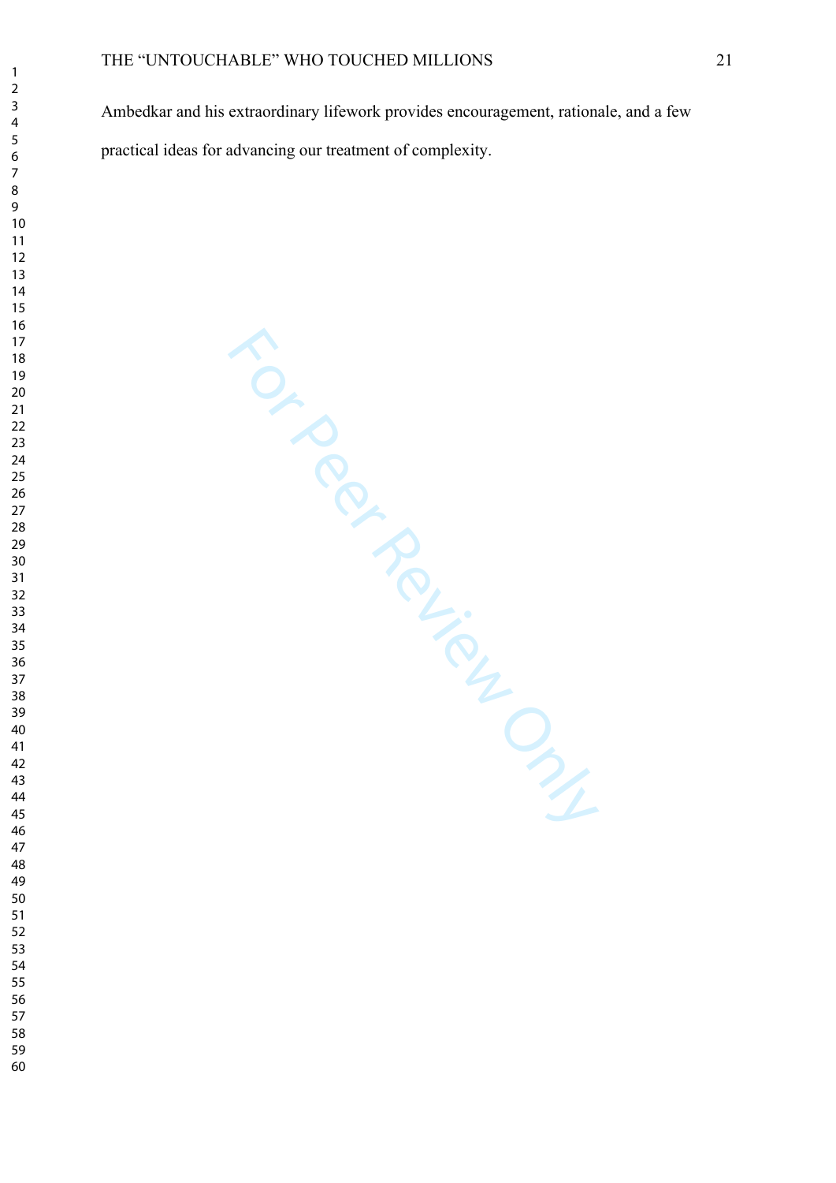Ambedkar and his extraordinary lifework provides encouragement, rationale, and a few practical ideas for advancing our treatment of complexity.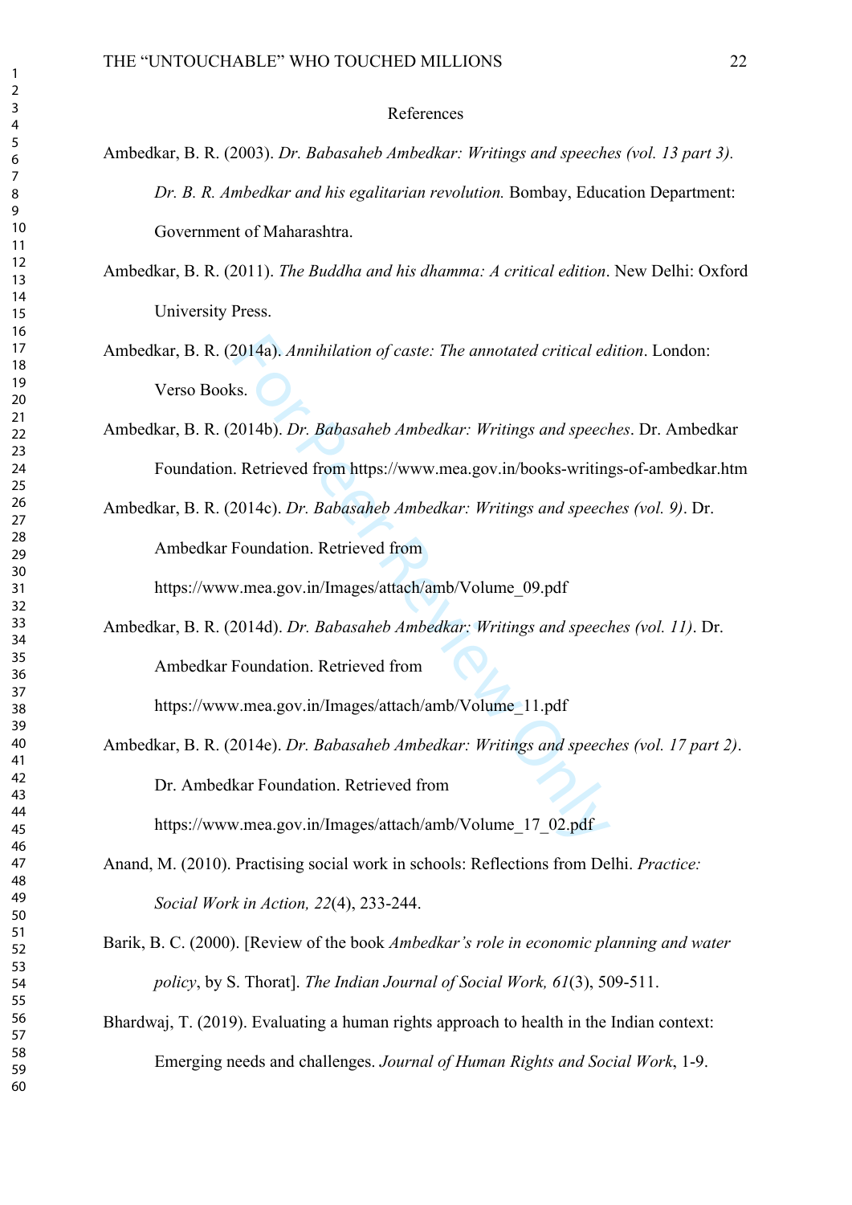# References

Ambedkar, B. R. (2003). *Dr. Babasaheb Ambedkar: Writings and speeches (vol. 13 part 3). Dr. B. R. Ambedkar and his egalitarian revolution.* Bombay, Education Department: Government of Maharashtra.

Ambedkar, B. R. (2011). *The Buddha and his dhamma: A critical edition*. New Delhi: Oxford University Press.

Ambedkar, B. R. (2014a). *Annihilation of caste: The annotated critical edition*. London: Verso Books.

Ambedkar, B. R. (2014b). *Dr. Babasaheb Ambedkar: Writings and speeches*. Dr. Ambedkar Foundation. Retrieved from https://www.mea.gov.in/books-writings-of-ambedkar.htm

Ambedkar, B. R. (2014c). *Dr. Babasaheb Ambedkar: Writings and speeches (vol. 9)*. Dr. Ambedkar Foundation. Retrieved from https://www.mea.gov.in/Images/attach/amb/Volume_09.pdf

Ambedkar, B. R. (2014d). *Dr. Babasaheb Ambedkar: Writings and speeches (vol. 11)*. Dr. Ambedkar Foundation. Retrieved from https://www.mea.gov.in/Images/attach/amb/Volume_11.pdf

Ambedkar, B. R. (2014e). *Dr. Babasaheb Ambedkar: Writings and speeches (vol. 17 part 2)*. Dr. Ambedkar Foundation. Retrieved from https://www.mea.gov.in/Images/attach/amb/Volume_17_02.pdf

Anand, M. (2010). Practising social work in schools: Reflections from Delhi. *Practice: Social Work in Action, 22*(4), 233-244.

Barik, B. C. (2000). [Review of the book *Ambedkar's role in economic planning and water policy*, by S. Thorat]. *The Indian Journal of Social Work, 61*(3), 509-511.

Bhardwaj, T. (2019). Evaluating a human rights approach to health in the Indian context: Emerging needs and challenges. *Journal of Human Rights and Social Work*, 1-9.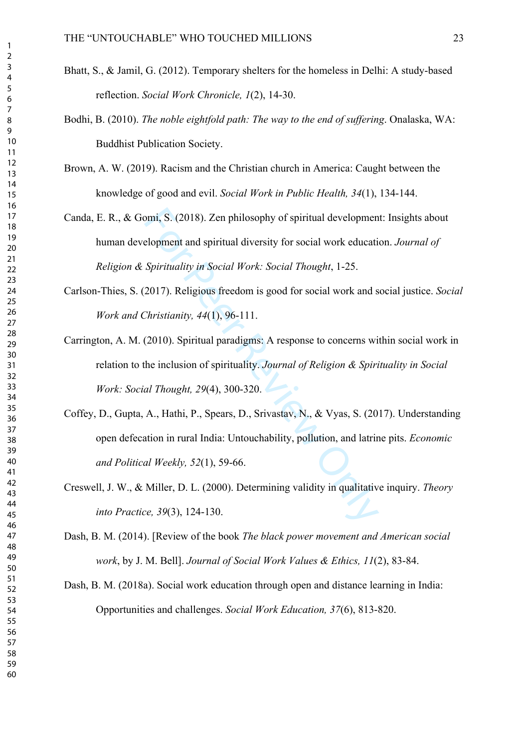Bhatt, S., & Jamil, G. (2012). Temporary shelters for the homeless in Delhi: A study-based reflection. *Social Work Chronicle, 1*(2), 14-30.

Bodhi, B. (2010). *The noble eightfold path: The way to the end of suffering*. Onalaska, WA: Buddhist Publication Society.

Brown, A. W. (2019). Racism and the Christian church in America: Caught between the knowledge of good and evil. *Social Work in Public Health, 34*(1), 134-144.

Canda, E. R., & Gomi, S. (2018). Zen philosophy of spiritual development: Insights about human development and spiritual diversity for social work education. *Journal of Religion & Spirituality in Social Work: Social Thought*, 1-25.

Carlson-Thies, S. (2017). Religious freedom is good for social work and social justice. *Social Work and Christianity, 44*(1), 96-111.

Carrington, A. M. (2010). Spiritual paradigms: A response to concerns within social work in relation to the inclusion of spirituality. *Journal of Religion & Spirituality in Social Work: Social Thought, 29*(4), 300-320.

Coffey, D., Gupta, A., Hathi, P., Spears, D., Srivastav, N., & Vyas, S. (2017). Understanding open defecation in rural India: Untouchability, pollution, and latrine pits. *Economic and Political Weekly, 52*(1), 59-66.

Creswell, J. W., & Miller, D. L. (2000). Determining validity in qualitative inquiry. *Theory into Practice, 39*(3), 124-130.

Dash, B. M. (2014). [Review of the book *The black power movement and American social work*, by J. M. Bell]. *Journal of Social Work Values & Ethics, 11*(2), 83-84.

Dash, B. M. (2018a). Social work education through open and distance learning in India: Opportunities and challenges. *Social Work Education, 37*(6), 813-820.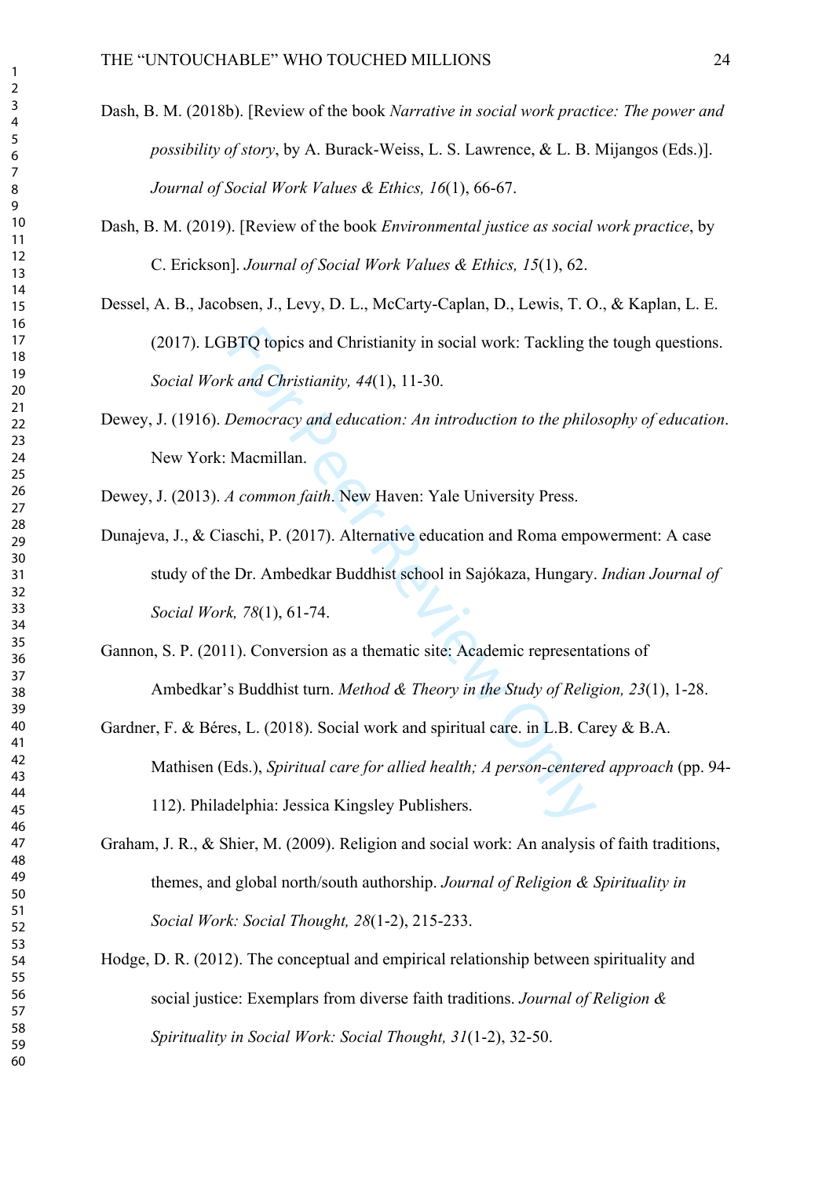Dash, B. M. (2018b). [Review of the book *Narrative in social work practice: The power and possibility of story*, by A. Burack-Weiss, L. S. Lawrence, & L. B. Mijangos (Eds.)]. *Journal of Social Work Values & Ethics, 16*(1), 66-67.

Dash, B. M. (2019). [Review of the book *Environmental justice as social work practice*, by C. Erickson]. *Journal of Social Work Values & Ethics, 15*(1), 62.

Dessel, A. B., Jacobsen, J., Levy, D. L., McCarty-Caplan, D., Lewis, T. O., & Kaplan, L. E. (2017). LGBTQ topics and Christianity in social work: Tackling the tough questions. *Social Work and Christianity, 44*(1), 11-30.

Dewey, J. (1916). *Democracy and education: An introduction to the philosophy of education*. New York: Macmillan.

Dewey, J. (2013). *A common faith*. New Haven: Yale University Press.

Dunajeva, J., & Ciaschi, P. (2017). Alternative education and Roma empowerment: A case study of the Dr. Ambedkar Buddhist school in Sajókaza, Hungary. *Indian Journal of Social Work, 78*(1), 61-74.

Gannon, S. P. (2011). Conversion as a thematic site: Academic representations of Ambedkar's Buddhist turn. *Method & Theory in the Study of Religion, 23*(1), 1-28.

Gardner, F. & Béres, L. (2018). Social work and spiritual care. in L.B. Carey & B.A. Mathisen (Eds.), *Spiritual care for allied health; A person-centered approach* (pp. 94-112). Philadelphia: Jessica Kingsley Publishers.

Graham, J. R., & Shier, M. (2009). Religion and social work: An analysis of faith traditions, themes, and global north/south authorship. *Journal of Religion & Spirituality in Social Work: Social Thought, 28*(1-2), 215-233.

Hodge, D. R. (2012). The conceptual and empirical relationship between spirituality and social justice: Exemplars from diverse faith traditions. *Journal of Religion & Spirituality in Social Work: Social Thought, 31*(1-2), 32-50.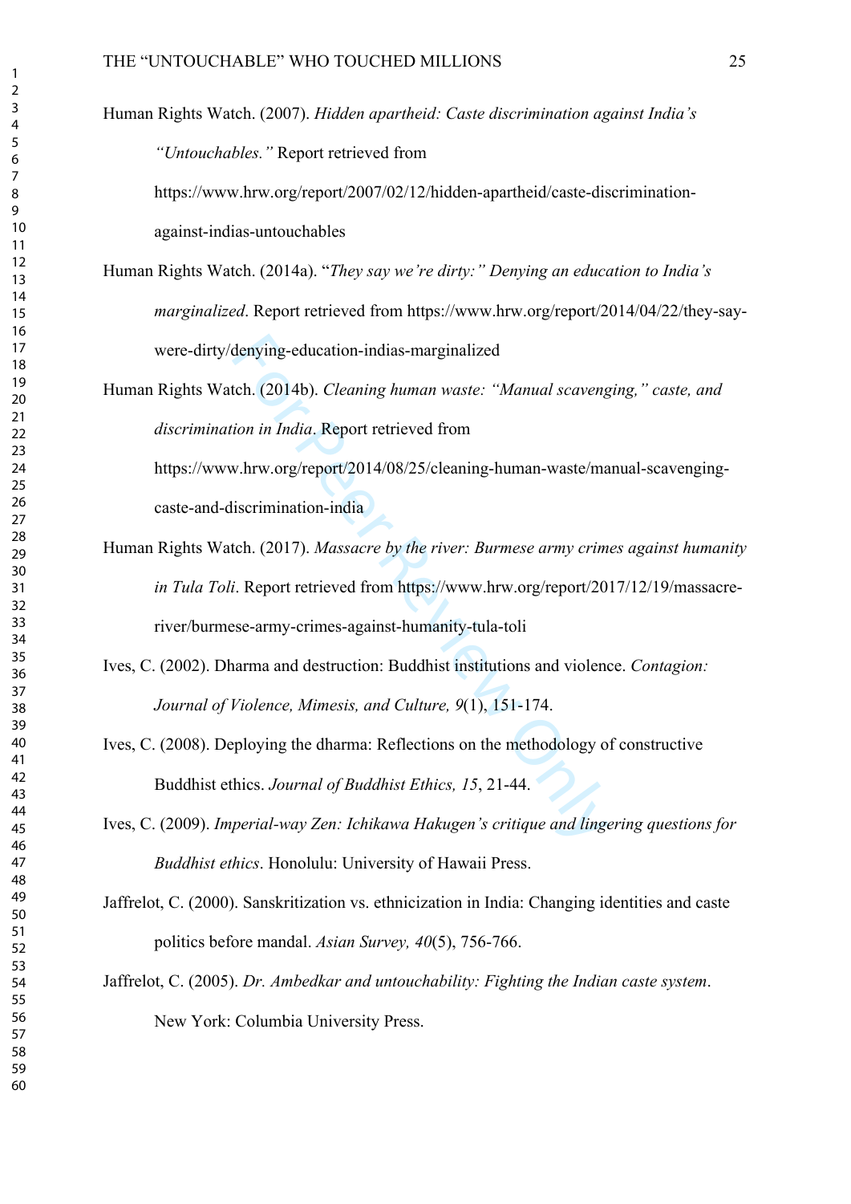Human Rights Watch. (2007). *Hidden apartheid: Caste discrimination against India's "Untouchables."* Report retrieved from https://www.hrw.org/report/2007/02/12/hidden-apartheid/caste-discrimination-against-indias-untouchables

Human Rights Watch. (2014a). "*They say we're dirty:" Denying an education to India's marginalized*. Report retrieved from https://www.hrw.org/report/2014/04/22/they-say-were-dirty/denying-education-indias-marginalized

Human Rights Watch. (2014b). *Cleaning human waste: "Manual scavenging," caste, and discrimination in India*. Report retrieved from https://www.hrw.org/report/2014/08/25/cleaning-human-waste/manual-scavenging-caste-and-discrimination-india

Human Rights Watch. (2017). *Massacre by the river: Burmese army crimes against humanity in Tula Toli*. Report retrieved from https://www.hrw.org/report/2017/12/19/massacre-river/burmese-army-crimes-against-humanity-tula-toli

Ives, C. (2002). Dharma and destruction: Buddhist institutions and violence. *Contagion: Journal of Violence, Mimesis, and Culture, 9*(1), 151-174.

Ives, C. (2008). Deploying the dharma: Reflections on the methodology of constructive Buddhist ethics. *Journal of Buddhist Ethics, 15*, 21-44.

Ives, C. (2009). *Imperial-way Zen: Ichikawa Hakugen's critique and lingering questions for Buddhist ethics*. Honolulu: University of Hawaii Press.

Jaffrelot, C. (2000). Sanskritization vs. ethnicization in India: Changing identities and caste politics before mandal. *Asian Survey, 40*(5), 756-766.

Jaffrelot, C. (2005). *Dr. Ambedkar and untouchability: Fighting the Indian caste system*. New York: Columbia University Press.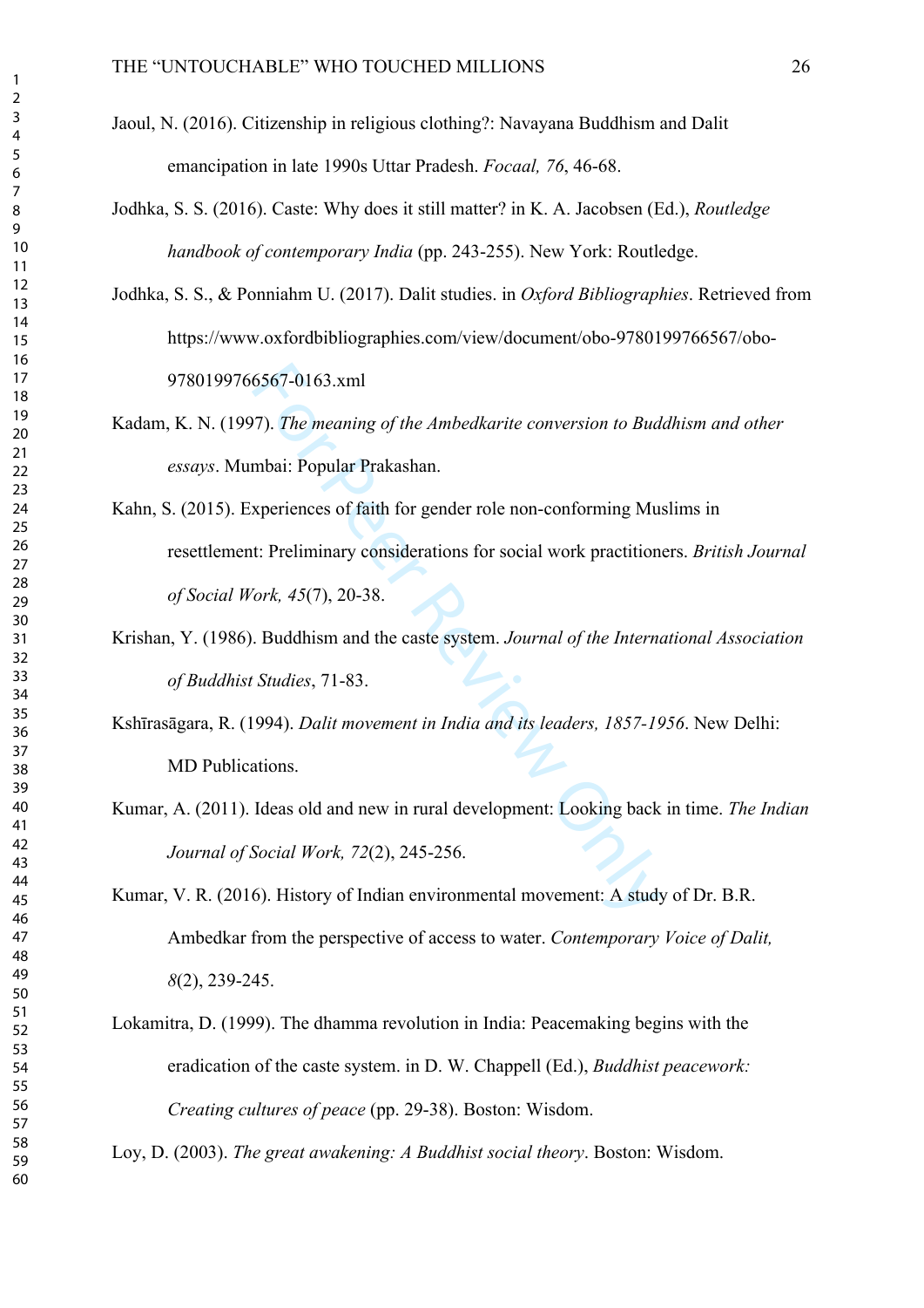Jaoul, N. (2016). Citizenship in religious clothing?: Navayana Buddhism and Dalit emancipation in late 1990s Uttar Pradesh. *Focaal, 76*, 46-68.

Jodhka, S. S. (2016). Caste: Why does it still matter? in K. A. Jacobsen (Ed.), *Routledge handbook of contemporary India* (pp. 243-255). New York: Routledge.

Jodhka, S. S., & Ponniahm U. (2017). Dalit studies. in *Oxford Bibliographies*. Retrieved from https://www.oxfordbibliographies.com/view/document/obo-9780199766567/obo-9780199766567-0163.xml

Kadam, K. N. (1997). *The meaning of the Ambedkarite conversion to Buddhism and other essays*. Mumbai: Popular Prakashan.

Kahn, S. (2015). Experiences of faith for gender role non-conforming Muslims in resettlement: Preliminary considerations for social work practitioners. *British Journal of Social Work, 45*(7), 20-38.

Krishan, Y. (1986). Buddhism and the caste system. *Journal of the International Association of Buddhist Studies*, 71-83.

Kshīrasāgara, R. (1994). *Dalit movement in India and its leaders, 1857-1956*. New Delhi: MD Publications.

Kumar, A. (2011). Ideas old and new in rural development: Looking back in time. *The Indian Journal of Social Work, 72*(2), 245-256.

Kumar, V. R. (2016). History of Indian environmental movement: A study of Dr. B.R. Ambedkar from the perspective of access to water. *Contemporary Voice of Dalit, 8*(2), 239-245.

Lokamitra, D. (1999). The dhamma revolution in India: Peacemaking begins with the eradication of the caste system. in D. W. Chappell (Ed.), *Buddhist peacework: Creating cultures of peace* (pp. 29-38). Boston: Wisdom.

Loy, D. (2003). *The great awakening: A Buddhist social theory*. Boston: Wisdom.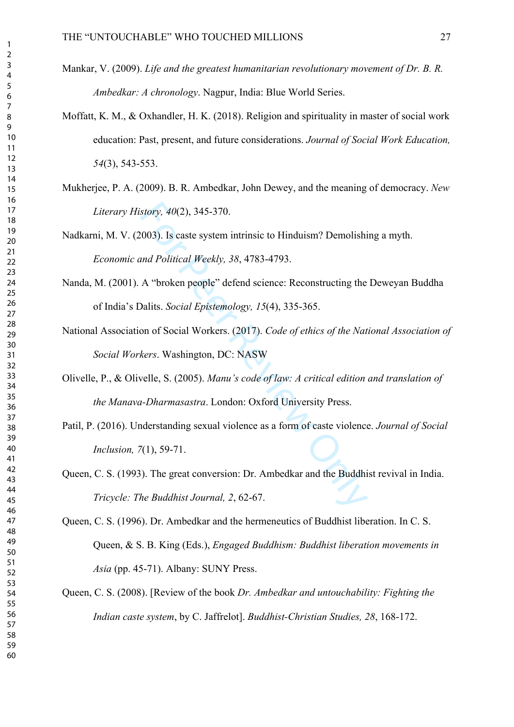Mankar, V. (2009). *Life and the greatest humanitarian revolutionary movement of Dr. B. R. Ambedkar: A chronology*. Nagpur, India: Blue World Series.

Moffatt, K. M., & Oxhandler, H. K. (2018). Religion and spirituality in master of social work education: Past, present, and future considerations. *Journal of Social Work Education, 54*(3), 543-553.

Mukherjee, P. A. (2009). B. R. Ambedkar, John Dewey, and the meaning of democracy. *New Literary History, 40*(2), 345-370.

Nadkarni, M. V. (2003). Is caste system intrinsic to Hinduism? Demolishing a myth. *Economic and Political Weekly, 38*, 4783-4793.

Nanda, M. (2001). A "broken people" defend science: Reconstructing the Deweyan Buddha of India's Dalits. *Social Epistemology, 15*(4), 335-365.

National Association of Social Workers. (2017). *Code of ethics of the National Association of Social Workers*. Washington, DC: NASW

Olivelle, P., & Olivelle, S. (2005). *Manu's code of law: A critical edition and translation of the Manava-Dharmasastra*. London: Oxford University Press.

Patil, P. (2016). Understanding sexual violence as a form of caste violence. *Journal of Social Inclusion, 7*(1), 59-71.

Queen, C. S. (1993). The great conversion: Dr. Ambedkar and the Buddhist revival in India. *Tricycle: The Buddhist Journal, 2*, 62-67.

Queen, C. S. (1996). Dr. Ambedkar and the hermeneutics of Buddhist liberation. In C. S. Queen, & S. B. King (Eds.), *Engaged Buddhism: Buddhist liberation movements in Asia* (pp. 45-71). Albany: SUNY Press.

Queen, C. S. (2008). [Review of the book *Dr. Ambedkar and untouchability: Fighting the Indian caste system*, by C. Jaffrelot]. *Buddhist-Christian Studies, 28*, 168-172.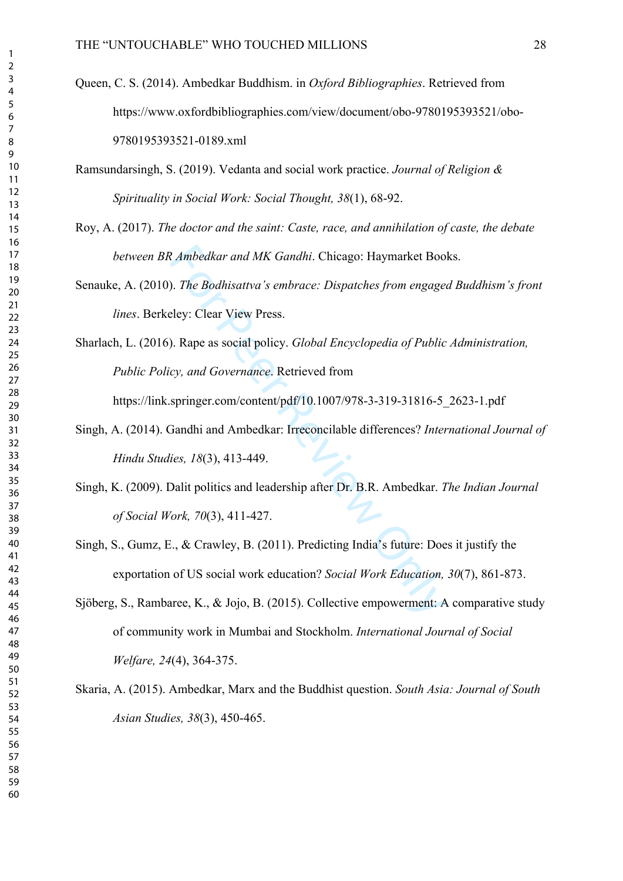Queen, C. S. (2014). Ambedkar Buddhism. in *Oxford Bibliographies*. Retrieved from https://www.oxfordbibliographies.com/view/document/obo-9780195393521/obo-9780195393521-0189.xml

Ramsundarsingh, S. (2019). Vedanta and social work practice. *Journal of Religion & Spirituality in Social Work: Social Thought, 38*(1), 68-92.

Roy, A. (2017). *The doctor and the saint: Caste, race, and annihilation of caste, the debate between BR Ambedkar and MK Gandhi*. Chicago: Haymarket Books.

Senauke, A. (2010). *The Bodhisattva's embrace: Dispatches from engaged Buddhism's front lines*. Berkeley: Clear View Press.

Sharlach, L. (2016). Rape as social policy. *Global Encyclopedia of Public Administration, Public Policy, and Governance*. Retrieved from https://link.springer.com/content/pdf/10.1007/978-3-319-31816-5_2623-1.pdf

Singh, A. (2014). Gandhi and Ambedkar: Irreconcilable differences? *International Journal of Hindu Studies, 18*(3), 413-449.

Singh, K. (2009). Dalit politics and leadership after Dr. B.R. Ambedkar. *The Indian Journal of Social Work, 70*(3), 411-427.

Singh, S., Gumz, E., & Crawley, B. (2011). Predicting India's future: Does it justify the exportation of US social work education? *Social Work Education, 30*(7), 861-873.

Sjöberg, S., Rambaree, K., & Jojo, B. (2015). Collective empowerment: A comparative study of community work in Mumbai and Stockholm. *International Journal of Social Welfare, 24*(4), 364-375.

Skaria, A. (2015). Ambedkar, Marx and the Buddhist question. *South Asia: Journal of South Asian Studies, 38*(3), 450-465.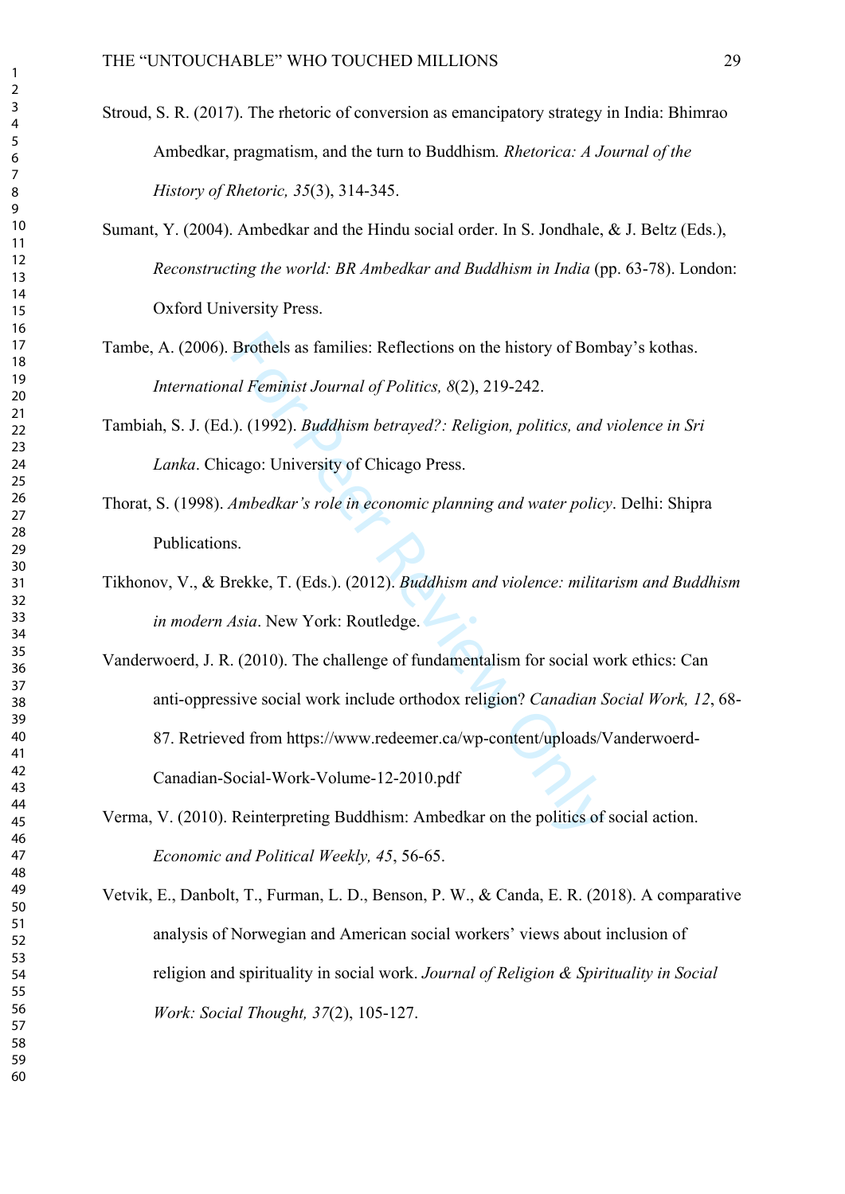Stroud, S. R. (2017). The rhetoric of conversion as emancipatory strategy in India: Bhimrao Ambedkar, pragmatism, and the turn to Buddhism*. Rhetorica: A Journal of the History of Rhetoric, 35*(3), 314-345.

Sumant, Y. (2004). Ambedkar and the Hindu social order. In S. Jondhale, & J. Beltz (Eds.), *Reconstructing the world: BR Ambedkar and Buddhism in India* (pp. 63-78). London: Oxford University Press.

Tambe, A. (2006). Brothels as families: Reflections on the history of Bombay's kothas. *International Feminist Journal of Politics, 8*(2), 219-242.

Tambiah, S. J. (Ed.). (1992). *Buddhism betrayed?: Religion, politics, and violence in Sri Lanka*. Chicago: University of Chicago Press.

Thorat, S. (1998). *Ambedkar's role in economic planning and water policy*. Delhi: Shipra Publications.

Tikhonov, V., & Brekke, T. (Eds.). (2012). *Buddhism and violence: militarism and Buddhism in modern Asia*. New York: Routledge.

Vanderwoerd, J. R. (2010). The challenge of fundamentalism for social work ethics: Can anti-oppressive social work include orthodox religion? *Canadian Social Work, 12*, 68-87. Retrieved from https://www.redeemer.ca/wp-content/uploads/Vanderwoerd-Canadian-Social-Work-Volume-12-2010.pdf

Verma, V. (2010). Reinterpreting Buddhism: Ambedkar on the politics of social action. *Economic and Political Weekly, 45*, 56-65.

Vetvik, E., Danbolt, T., Furman, L. D., Benson, P. W., & Canda, E. R. (2018). A comparative analysis of Norwegian and American social workers' views about inclusion of religion and spirituality in social work. *Journal of Religion & Spirituality in Social Work: Social Thought, 37*(2), 105-127.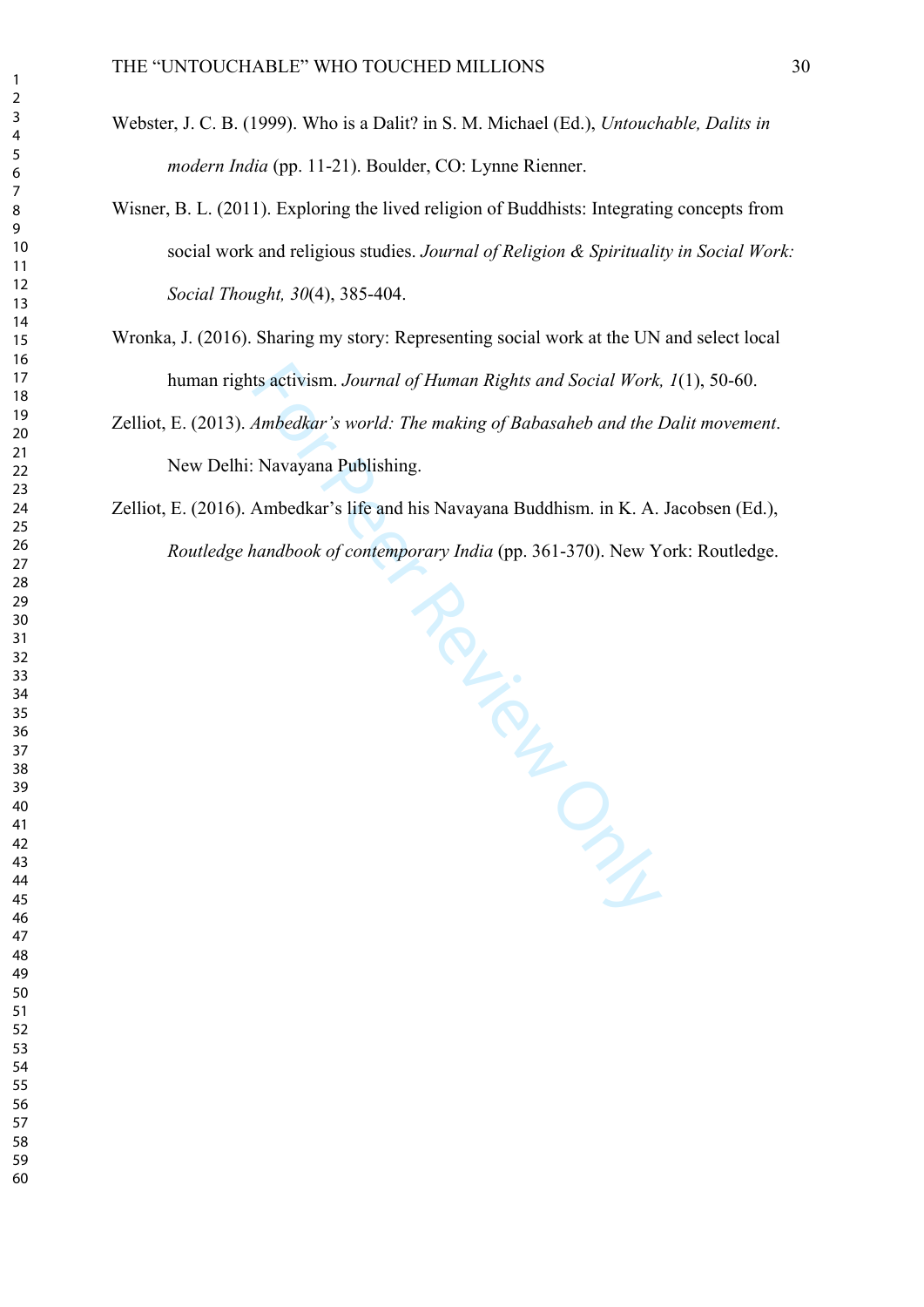Webster, J. C. B. (1999). Who is a Dalit? in S. M. Michael (Ed.), *Untouchable, Dalits in modern India* (pp. 11-21). Boulder, CO: Lynne Rienner.

Wisner, B. L. (2011). Exploring the lived religion of Buddhists: Integrating concepts from social work and religious studies. *Journal of Religion & Spirituality in Social Work: Social Thought, 30*(4), 385-404.

Wronka, J. (2016). Sharing my story: Representing social work at the UN and select local human rights activism. *Journal of Human Rights and Social Work, 1*(1), 50-60.

Zelliot, E. (2013). *Ambedkar's world: The making of Babasaheb and the Dalit movement*. New Delhi: Navayana Publishing.

Zelliot, E. (2016). Ambedkar's life and his Navayana Buddhism. in K. A. Jacobsen (Ed.), *Routledge handbook of contemporary India* (pp. 361-370). New York: Routledge.